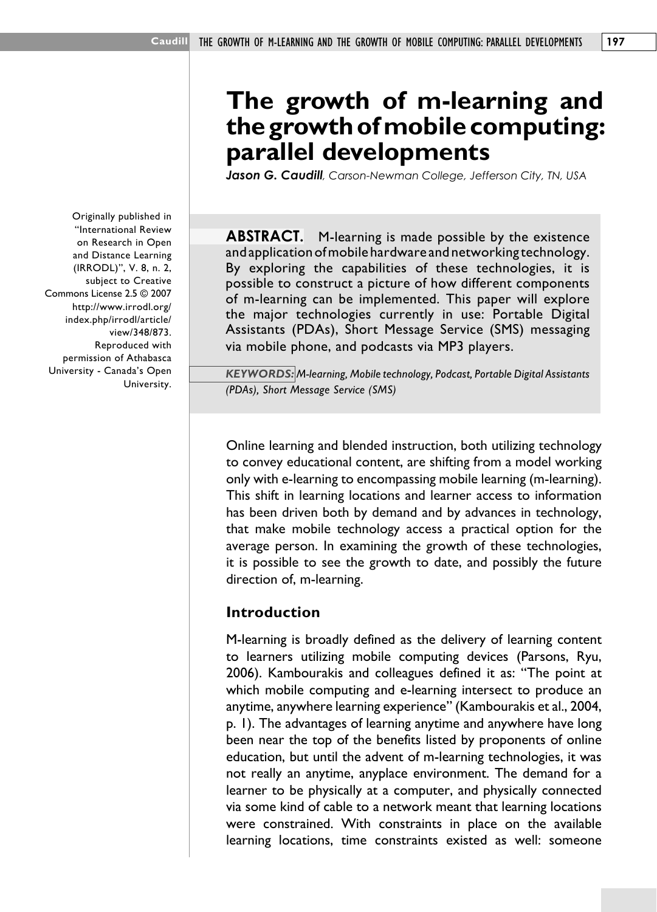# The growth of m-learning and the growth of mobile computing: parallel developments

***Jason G. Caudill**, Carson-Newman College, Jefferson City, TN, USA*

Originally published in "International Review on Research in Open and Distance Learning (IRRODL)", V. 8, n. 2, subject to Creative Commons License 2.5 © 2007 http://www.irrodl.org/index.php/irrodl/article/view/348/873. Reproduced with permission of Athabasca University - Canada's Open University.

**ABSTRACT.** M-learning is made possible by the existence and application of mobile hardware and networking technology. By exploring the capabilities of these technologies, it is possible to construct a picture of how different components of m-learning can be implemented. This paper will explore the major technologies currently in use: Portable Digital Assistants (PDAs), Short Message Service (SMS) messaging via mobile phone, and podcasts via MP3 players.

***KEYWORDS:** M-learning, Mobile technology, Podcast, Portable Digital Assistants (PDAs), Short Message Service (SMS)*

Online learning and blended instruction, both utilizing technology to convey educational content, are shifting from a model working only with e-learning to encompassing mobile learning (m-learning). This shift in learning locations and learner access to information has been driven both by demand and by advances in technology, that make mobile technology access a practical option for the average person. In examining the growth of these technologies, it is possible to see the growth to date, and possibly the future direction of, m-learning.

## Introduction

M-learning is broadly defined as the delivery of learning content to learners utilizing mobile computing devices (Parsons, Ryu, 2006). Kambourakis and colleagues defined it as: "The point at which mobile computing and e-learning intersect to produce an anytime, anywhere learning experience" (Kambourakis et al., 2004, p. 1). The advantages of learning anytime and anywhere have long been near the top of the benefits listed by proponents of online education, but until the advent of m-learning technologies, it was not really an anytime, anyplace environment. The demand for a learner to be physically at a computer, and physically connected via some kind of cable to a network meant that learning locations were constrained. With constraints in place on the available learning locations, time constraints existed as well: someone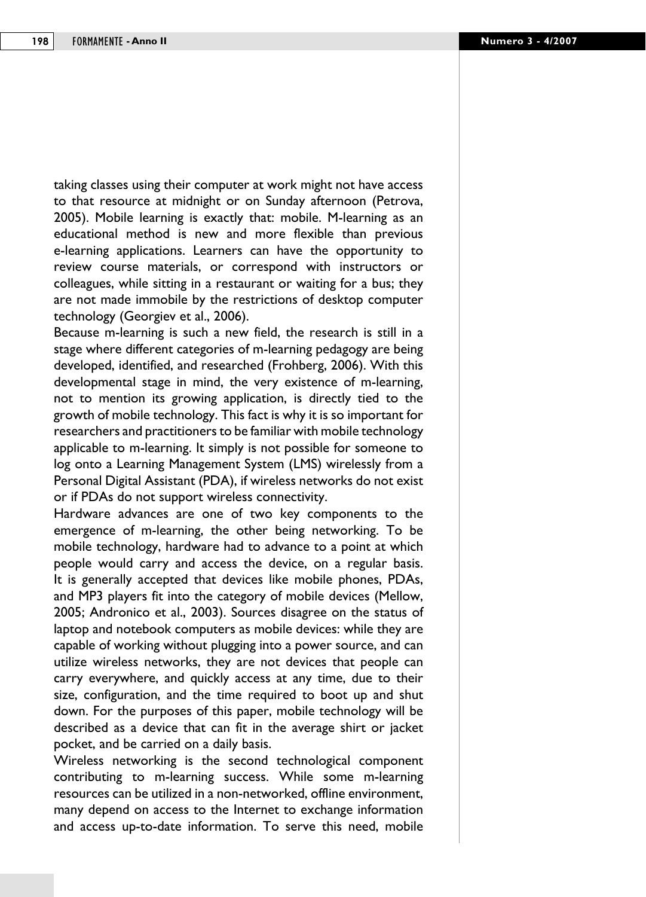taking classes using their computer at work might not have access to that resource at midnight or on Sunday afternoon (Petrova, 2005). Mobile learning is exactly that: mobile. M-learning as an educational method is new and more flexible than previous e-learning applications. Learners can have the opportunity to review course materials, or correspond with instructors or colleagues, while sitting in a restaurant or waiting for a bus; they are not made immobile by the restrictions of desktop computer technology (Georgiev et al., 2006).

Because m-learning is such a new field, the research is still in a stage where different categories of m-learning pedagogy are being developed, identified, and researched (Frohberg, 2006). With this developmental stage in mind, the very existence of m-learning, not to mention its growing application, is directly tied to the growth of mobile technology. This fact is why it is so important for researchers and practitioners to be familiar with mobile technology applicable to m-learning. It simply is not possible for someone to log onto a Learning Management System (LMS) wirelessly from a Personal Digital Assistant (PDA), if wireless networks do not exist or if PDAs do not support wireless connectivity.

Hardware advances are one of two key components to the emergence of m-learning, the other being networking. To be mobile technology, hardware had to advance to a point at which people would carry and access the device, on a regular basis. It is generally accepted that devices like mobile phones, PDAs, and MP3 players fit into the category of mobile devices (Mellow, 2005; Andronico et al., 2003). Sources disagree on the status of laptop and notebook computers as mobile devices: while they are capable of working without plugging into a power source, and can utilize wireless networks, they are not devices that people can carry everywhere, and quickly access at any time, due to their size, configuration, and the time required to boot up and shut down. For the purposes of this paper, mobile technology will be described as a device that can fit in the average shirt or jacket pocket, and be carried on a daily basis.

Wireless networking is the second technological component contributing to m-learning success. While some m-learning resources can be utilized in a non-networked, offline environment, many depend on access to the Internet to exchange information and access up-to-date information. To serve this need, mobile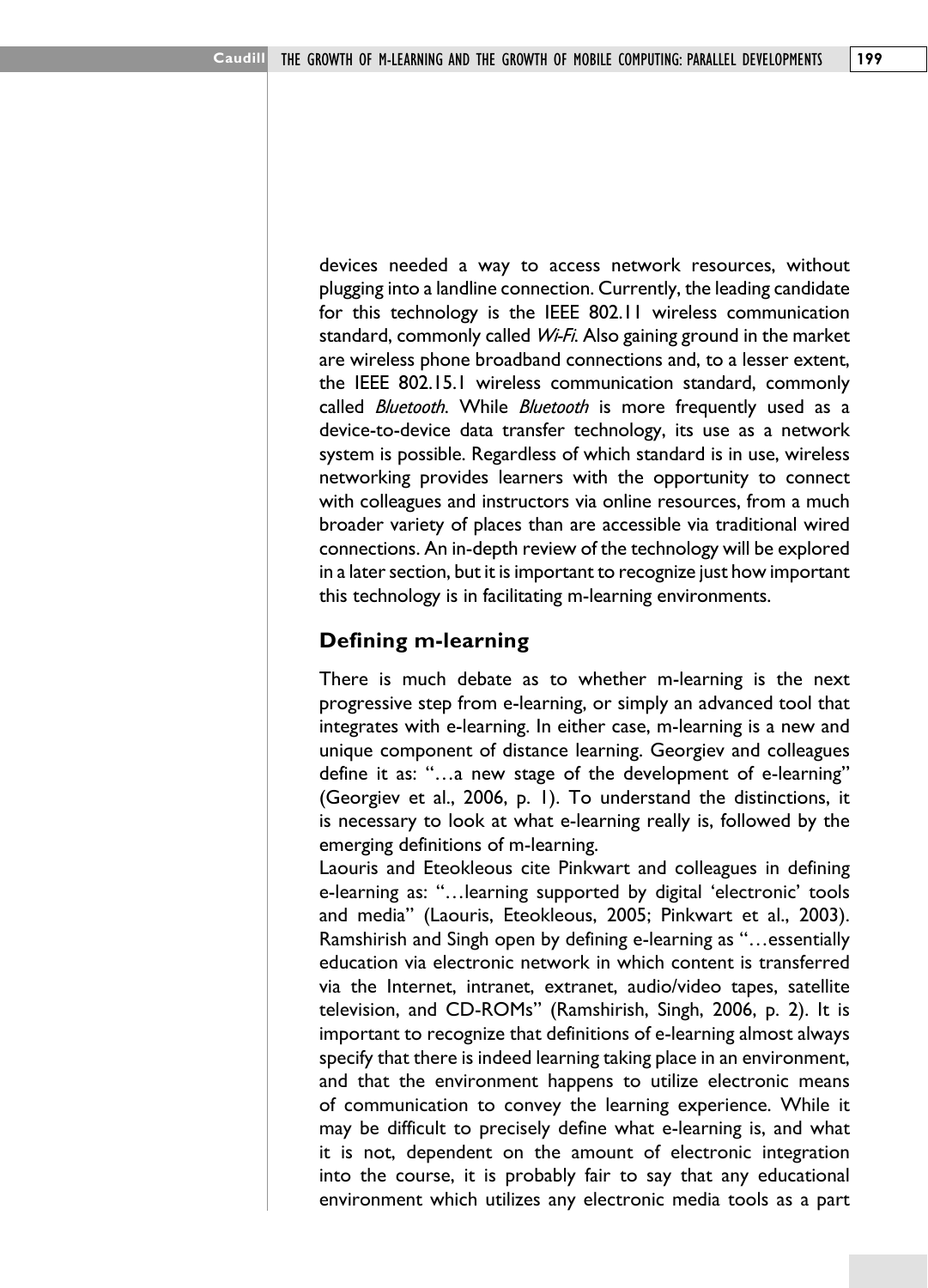devices needed a way to access network resources, without plugging into a landline connection. Currently, the leading candidate for this technology is the IEEE 802.11 wireless communication standard, commonly called *Wi-Fi*. Also gaining ground in the market are wireless phone broadband connections and, to a lesser extent, the IEEE 802.15.1 wireless communication standard, commonly called *Bluetooth*. While *Bluetooth* is more frequently used as a device-to-device data transfer technology, its use as a network system is possible. Regardless of which standard is in use, wireless networking provides learners with the opportunity to connect with colleagues and instructors via online resources, from a much broader variety of places than are accessible via traditional wired connections. An in-depth review of the technology will be explored in a later section, but it is important to recognize just how important this technology is in facilitating m-learning environments.

## Defining m-learning

There is much debate as to whether m-learning is the next progressive step from e-learning, or simply an advanced tool that integrates with e-learning. In either case, m-learning is a new and unique component of distance learning. Georgiev and colleagues define it as: "…a new stage of the development of e-learning" (Georgiev et al., 2006, p. 1). To understand the distinctions, it is necessary to look at what e-learning really is, followed by the emerging definitions of m-learning.

Laouris and Eteokleous cite Pinkwart and colleagues in defining e-learning as: "…learning supported by digital 'electronic' tools and media" (Laouris, Eteokleous, 2005; Pinkwart et al., 2003). Ramshirish and Singh open by defining e-learning as "…essentially education via electronic network in which content is transferred via the Internet, intranet, extranet, audio/video tapes, satellite television, and CD-ROMs" (Ramshirish, Singh, 2006, p. 2). It is important to recognize that definitions of e-learning almost always specify that there is indeed learning taking place in an environment, and that the environment happens to utilize electronic means of communication to convey the learning experience. While it may be difficult to precisely define what e-learning is, and what it is not, dependent on the amount of electronic integration into the course, it is probably fair to say that any educational environment which utilizes any electronic media tools as a part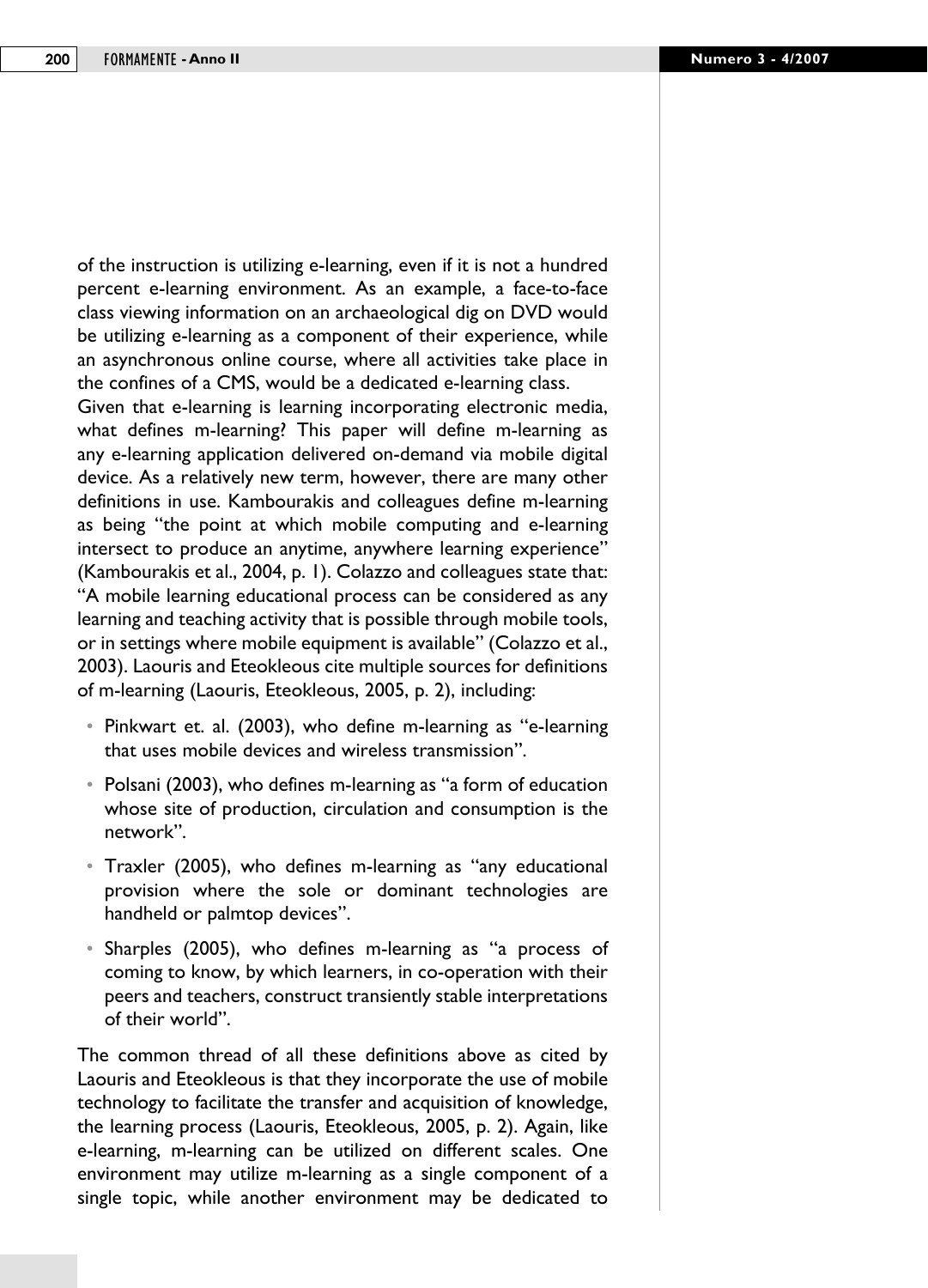of the instruction is utilizing e-learning, even if it is not a hundred percent e-learning environment. As an example, a face-to-face class viewing information on an archaeological dig on DVD would be utilizing e-learning as a component of their experience, while an asynchronous online course, where all activities take place in the confines of a CMS, would be a dedicated e-learning class.

Given that e-learning is learning incorporating electronic media, what defines m-learning? This paper will define m-learning as any e-learning application delivered on-demand via mobile digital device. As a relatively new term, however, there are many other definitions in use. Kambourakis and colleagues define m-learning as being "the point at which mobile computing and e-learning intersect to produce an anytime, anywhere learning experience" (Kambourakis et al., 2004, p. 1). Colazzo and colleagues state that: "A mobile learning educational process can be considered as any learning and teaching activity that is possible through mobile tools, or in settings where mobile equipment is available" (Colazzo et al., 2003). Laouris and Eteokleous cite multiple sources for definitions of m-learning (Laouris, Eteokleous, 2005, p. 2), including:

- Pinkwart et. al. (2003), who define m-learning as "e-learning that uses mobile devices and wireless transmission".
- Polsani (2003), who defines m-learning as "a form of education whose site of production, circulation and consumption is the network".
- Traxler (2005), who defines m-learning as "any educational provision where the sole or dominant technologies are handheld or palmtop devices".
- Sharples (2005), who defines m-learning as "a process of coming to know, by which learners, in co-operation with their peers and teachers, construct transiently stable interpretations of their world".

The common thread of all these definitions above as cited by Laouris and Eteokleous is that they incorporate the use of mobile technology to facilitate the transfer and acquisition of knowledge, the learning process (Laouris, Eteokleous, 2005, p. 2). Again, like e-learning, m-learning can be utilized on different scales. One environment may utilize m-learning as a single component of a single topic, while another environment may be dedicated to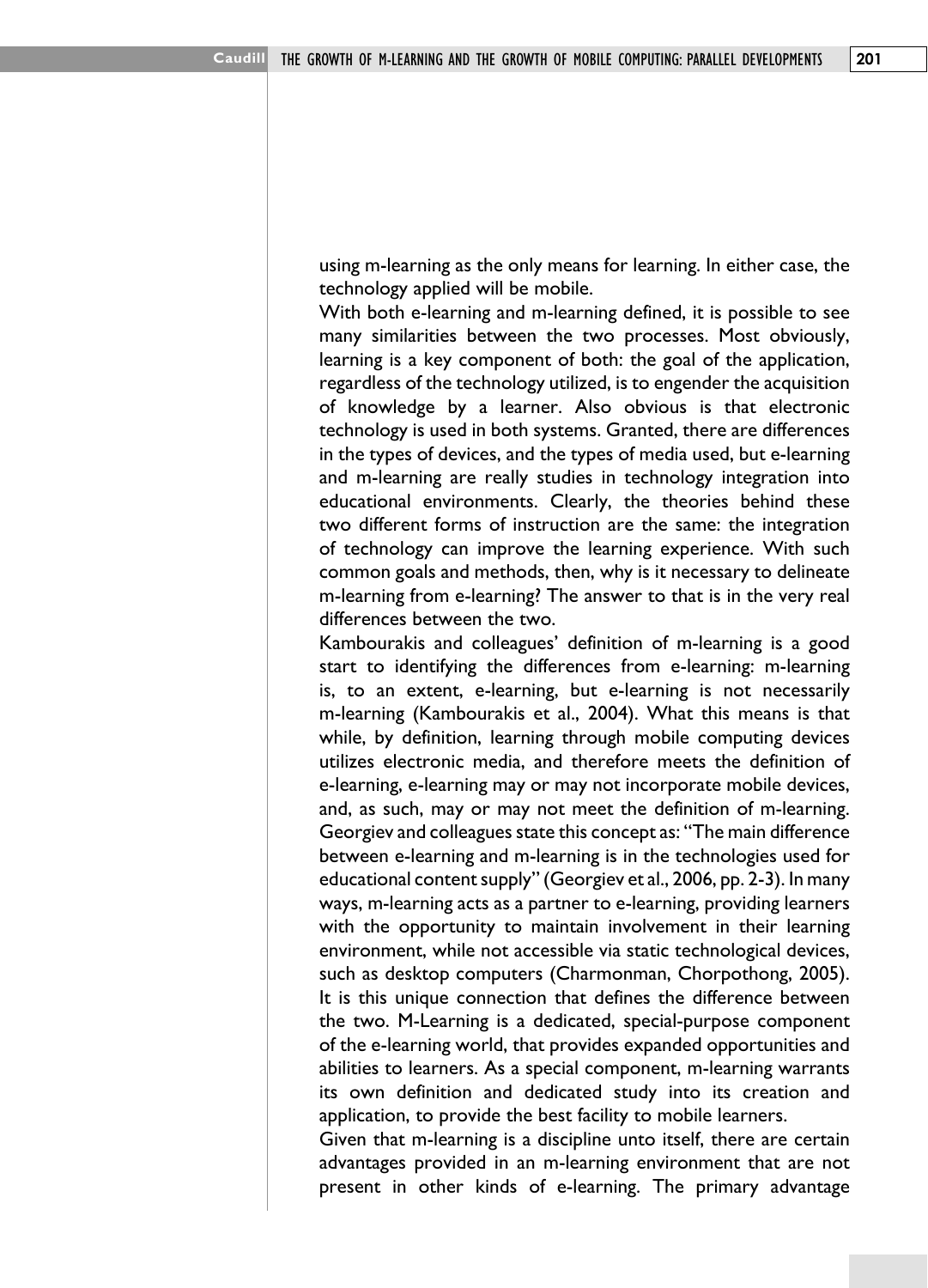using m-learning as the only means for learning. In either case, the technology applied will be mobile.

With both e-learning and m-learning defined, it is possible to see many similarities between the two processes. Most obviously, learning is a key component of both: the goal of the application, regardless of the technology utilized, is to engender the acquisition of knowledge by a learner. Also obvious is that electronic technology is used in both systems. Granted, there are differences in the types of devices, and the types of media used, but e-learning and m-learning are really studies in technology integration into educational environments. Clearly, the theories behind these two different forms of instruction are the same: the integration of technology can improve the learning experience. With such common goals and methods, then, why is it necessary to delineate m-learning from e-learning? The answer to that is in the very real differences between the two.

Kambourakis and colleagues' definition of m-learning is a good start to identifying the differences from e-learning: m-learning is, to an extent, e-learning, but e-learning is not necessarily m-learning (Kambourakis et al., 2004). What this means is that while, by definition, learning through mobile computing devices utilizes electronic media, and therefore meets the definition of e-learning, e-learning may or may not incorporate mobile devices, and, as such, may or may not meet the definition of m-learning. Georgiev and colleagues state this concept as: "The main difference between e-learning and m-learning is in the technologies used for educational content supply" (Georgiev et al., 2006, pp. 2-3). In many ways, m-learning acts as a partner to e-learning, providing learners with the opportunity to maintain involvement in their learning environment, while not accessible via static technological devices, such as desktop computers (Charmonman, Chorpothong, 2005). It is this unique connection that defines the difference between the two. M-Learning is a dedicated, special-purpose component of the e-learning world, that provides expanded opportunities and abilities to learners. As a special component, m-learning warrants its own definition and dedicated study into its creation and application, to provide the best facility to mobile learners.

Given that m-learning is a discipline unto itself, there are certain advantages provided in an m-learning environment that are not present in other kinds of e-learning. The primary advantage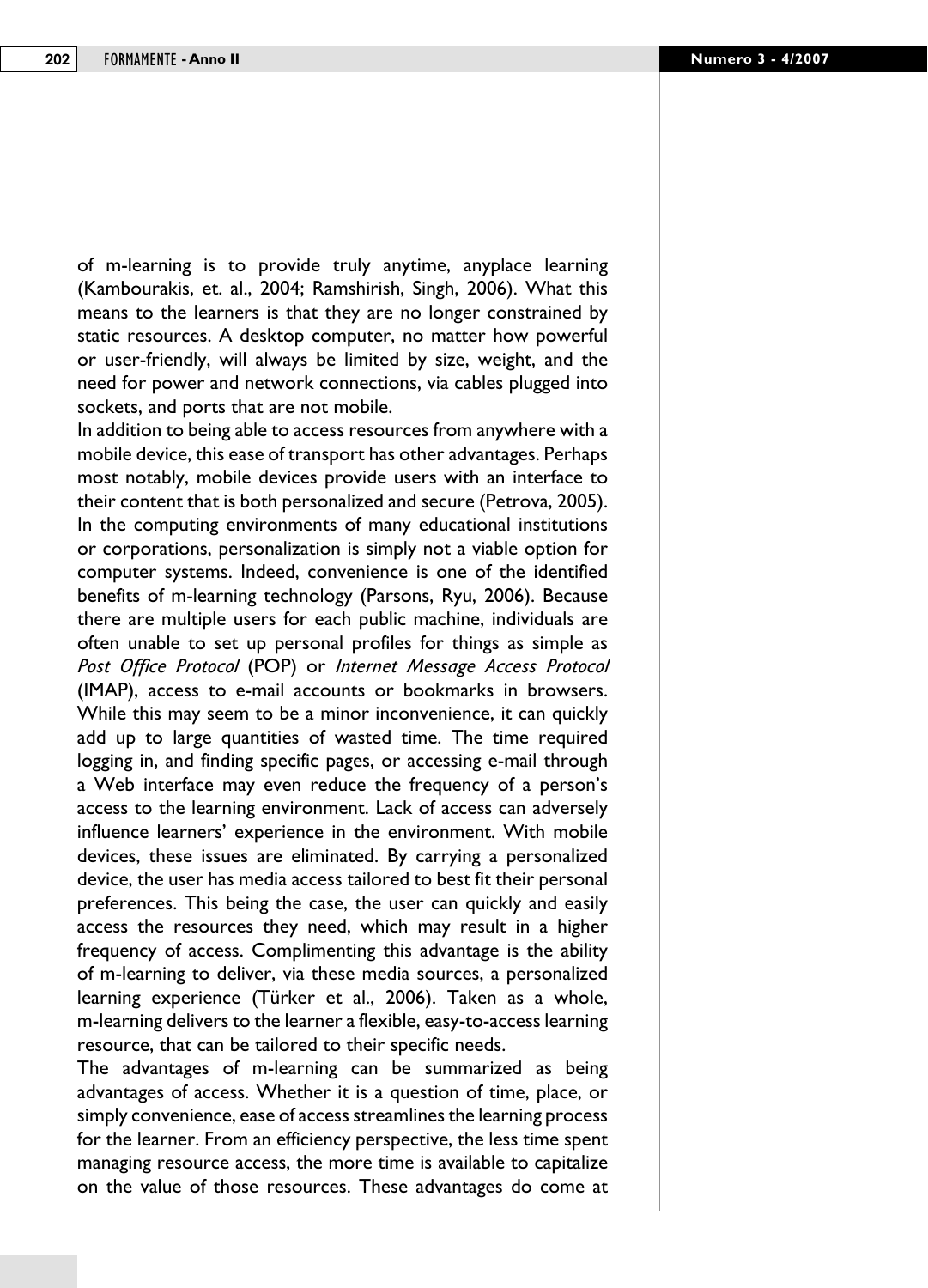of m-learning is to provide truly anytime, anyplace learning (Kambourakis, et. al., 2004; Ramshirish, Singh, 2006). What this means to the learners is that they are no longer constrained by static resources. A desktop computer, no matter how powerful or user-friendly, will always be limited by size, weight, and the need for power and network connections, via cables plugged into sockets, and ports that are not mobile.

In addition to being able to access resources from anywhere with a mobile device, this ease of transport has other advantages. Perhaps most notably, mobile devices provide users with an interface to their content that is both personalized and secure (Petrova, 2005). In the computing environments of many educational institutions or corporations, personalization is simply not a viable option for computer systems. Indeed, convenience is one of the identified benefits of m-learning technology (Parsons, Ryu, 2006). Because there are multiple users for each public machine, individuals are often unable to set up personal profiles for things as simple as *Post Office Protocol* (POP) or *Internet Message Access Protocol* (IMAP), access to e-mail accounts or bookmarks in browsers. While this may seem to be a minor inconvenience, it can quickly add up to large quantities of wasted time. The time required logging in, and finding specific pages, or accessing e-mail through a Web interface may even reduce the frequency of a person's access to the learning environment. Lack of access can adversely influence learners' experience in the environment. With mobile devices, these issues are eliminated. By carrying a personalized device, the user has media access tailored to best fit their personal preferences. This being the case, the user can quickly and easily access the resources they need, which may result in a higher frequency of access. Complimenting this advantage is the ability of m-learning to deliver, via these media sources, a personalized learning experience (Türker et al., 2006). Taken as a whole, m-learning delivers to the learner a flexible, easy-to-access learning resource, that can be tailored to their specific needs.

The advantages of m-learning can be summarized as being advantages of access. Whether it is a question of time, place, or simply convenience, ease of access streamlines the learning process for the learner. From an efficiency perspective, the less time spent managing resource access, the more time is available to capitalize on the value of those resources. These advantages do come at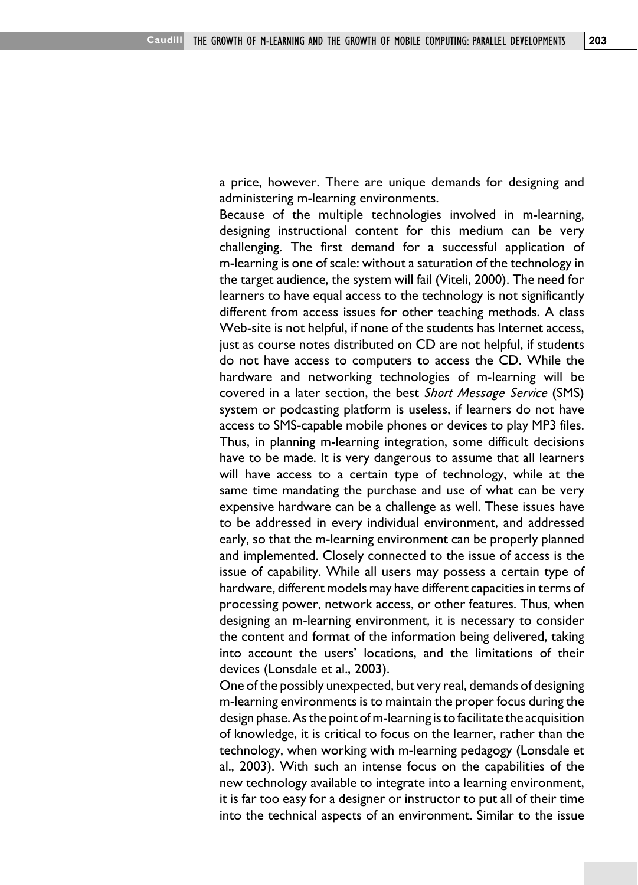a price, however. There are unique demands for designing and administering m-learning environments.

Because of the multiple technologies involved in m-learning, designing instructional content for this medium can be very challenging. The first demand for a successful application of m-learning is one of scale: without a saturation of the technology in the target audience, the system will fail (Viteli, 2000). The need for learners to have equal access to the technology is not significantly different from access issues for other teaching methods. A class Web-site is not helpful, if none of the students has Internet access, just as course notes distributed on CD are not helpful, if students do not have access to computers to access the CD. While the hardware and networking technologies of m-learning will be covered in a later section, the best *Short Message Service* (SMS) system or podcasting platform is useless, if learners do not have access to SMS-capable mobile phones or devices to play MP3 files. Thus, in planning m-learning integration, some difficult decisions have to be made. It is very dangerous to assume that all learners will have access to a certain type of technology, while at the same time mandating the purchase and use of what can be very expensive hardware can be a challenge as well. These issues have to be addressed in every individual environment, and addressed early, so that the m-learning environment can be properly planned and implemented. Closely connected to the issue of access is the issue of capability. While all users may possess a certain type of hardware, different models may have different capacities in terms of processing power, network access, or other features. Thus, when designing an m-learning environment, it is necessary to consider the content and format of the information being delivered, taking into account the users' locations, and the limitations of their devices (Lonsdale et al., 2003).

One of the possibly unexpected, but very real, demands of designing m-learning environments is to maintain the proper focus during the design phase. As the point of m-learning is to facilitate the acquisition of knowledge, it is critical to focus on the learner, rather than the technology, when working with m-learning pedagogy (Lonsdale et al., 2003). With such an intense focus on the capabilities of the new technology available to integrate into a learning environment, it is far too easy for a designer or instructor to put all of their time into the technical aspects of an environment. Similar to the issue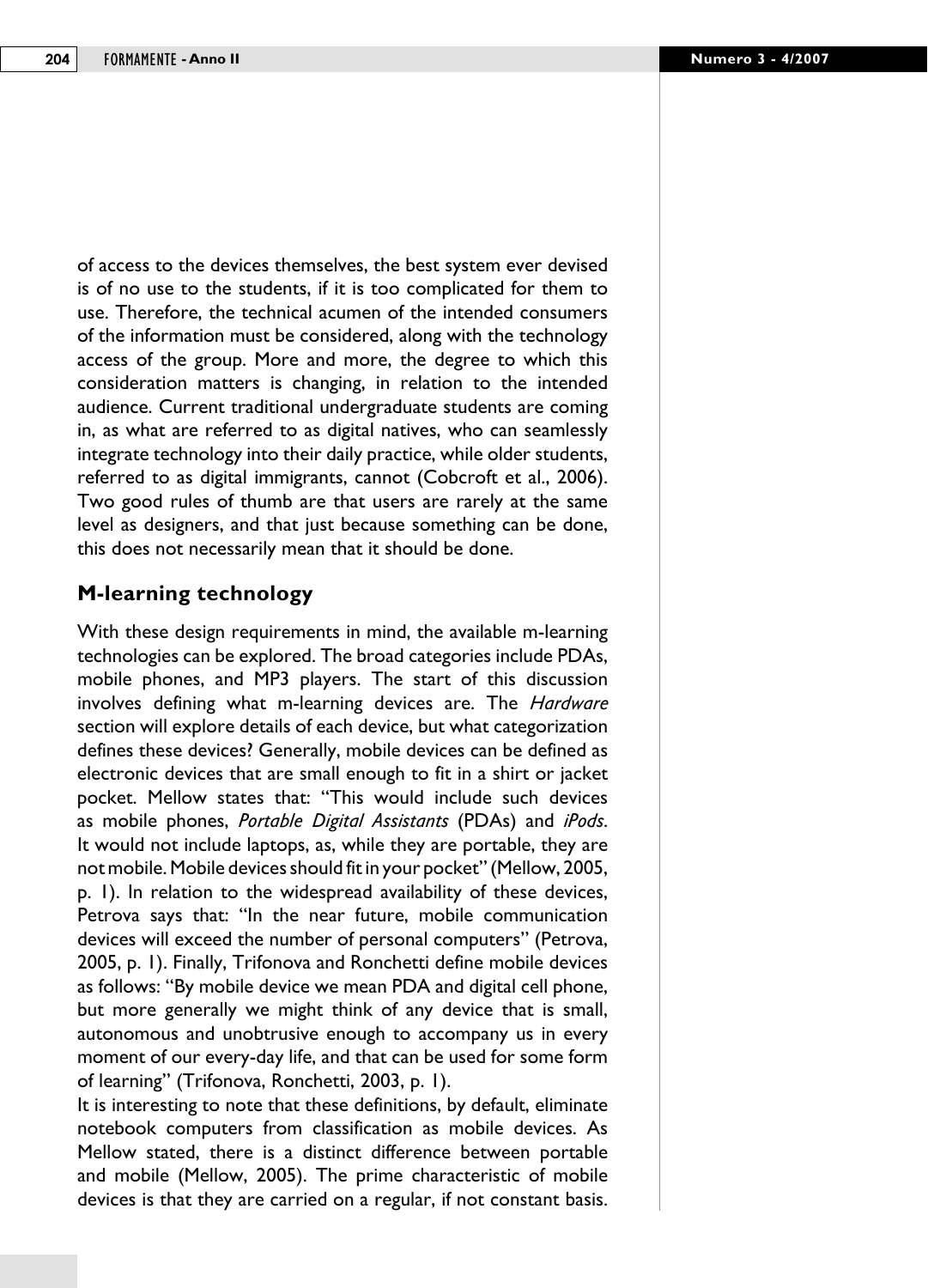of access to the devices themselves, the best system ever devised is of no use to the students, if it is too complicated for them to use. Therefore, the technical acumen of the intended consumers of the information must be considered, along with the technology access of the group. More and more, the degree to which this consideration matters is changing, in relation to the intended audience. Current traditional undergraduate students are coming in, as what are referred to as digital natives, who can seamlessly integrate technology into their daily practice, while older students, referred to as digital immigrants, cannot (Cobcroft et al., 2006). Two good rules of thumb are that users are rarely at the same level as designers, and that just because something can be done, this does not necessarily mean that it should be done.

## M-learning technology

With these design requirements in mind, the available m-learning technologies can be explored. The broad categories include PDAs, mobile phones, and MP3 players. The start of this discussion involves defining what m-learning devices are. The *Hardware* section will explore details of each device, but what categorization defines these devices? Generally, mobile devices can be defined as electronic devices that are small enough to fit in a shirt or jacket pocket. Mellow states that: "This would include such devices as mobile phones, *Portable Digital Assistants* (PDAs) and *iPods*. It would not include laptops, as, while they are portable, they are not mobile. Mobile devices should fit in your pocket" (Mellow, 2005, p. 1). In relation to the widespread availability of these devices, Petrova says that: "In the near future, mobile communication devices will exceed the number of personal computers" (Petrova, 2005, p. 1). Finally, Trifonova and Ronchetti define mobile devices as follows: "By mobile device we mean PDA and digital cell phone, but more generally we might think of any device that is small, autonomous and unobtrusive enough to accompany us in every moment of our every-day life, and that can be used for some form of learning" (Trifonova, Ronchetti, 2003, p. 1).

It is interesting to note that these definitions, by default, eliminate notebook computers from classification as mobile devices. As Mellow stated, there is a distinct difference between portable and mobile (Mellow, 2005). The prime characteristic of mobile devices is that they are carried on a regular, if not constant basis.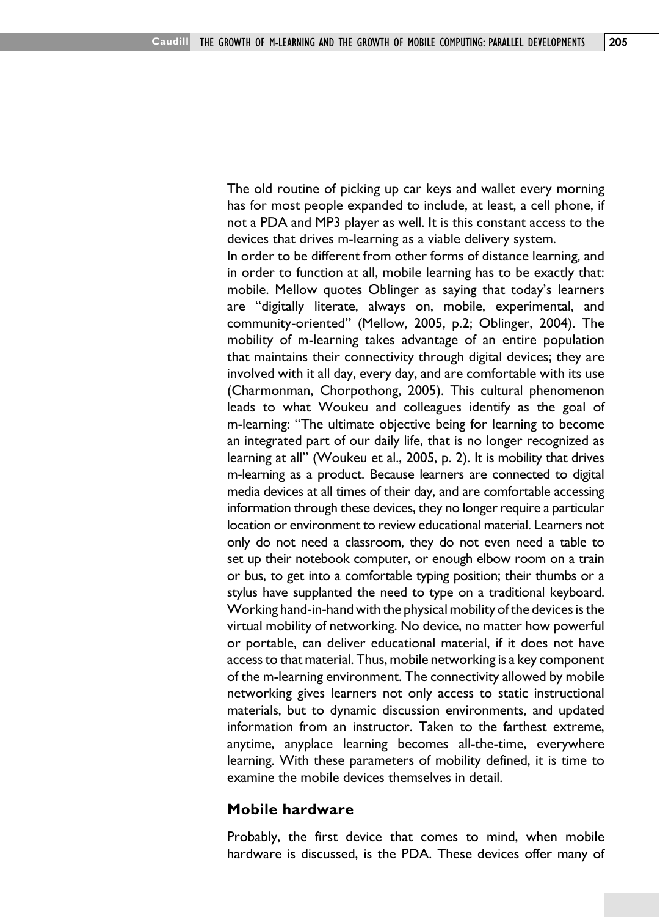The old routine of picking up car keys and wallet every morning has for most people expanded to include, at least, a cell phone, if not a PDA and MP3 player as well. It is this constant access to the devices that drives m-learning as a viable delivery system.

In order to be different from other forms of distance learning, and in order to function at all, mobile learning has to be exactly that: mobile. Mellow quotes Oblinger as saying that today's learners are "digitally literate, always on, mobile, experimental, and community-oriented" (Mellow, 2005, p.2; Oblinger, 2004). The mobility of m-learning takes advantage of an entire population that maintains their connectivity through digital devices; they are involved with it all day, every day, and are comfortable with its use (Charmonman, Chorpothong, 2005). This cultural phenomenon leads to what Woukeu and colleagues identify as the goal of m-learning: "The ultimate objective being for learning to become an integrated part of our daily life, that is no longer recognized as learning at all" (Woukeu et al., 2005, p. 2). It is mobility that drives m-learning as a product. Because learners are connected to digital media devices at all times of their day, and are comfortable accessing information through these devices, they no longer require a particular location or environment to review educational material. Learners not only do not need a classroom, they do not even need a table to set up their notebook computer, or enough elbow room on a train or bus, to get into a comfortable typing position; their thumbs or a stylus have supplanted the need to type on a traditional keyboard. Working hand-in-hand with the physical mobility of the devices is the virtual mobility of networking. No device, no matter how powerful or portable, can deliver educational material, if it does not have access to that material. Thus, mobile networking is a key component of the m-learning environment. The connectivity allowed by mobile networking gives learners not only access to static instructional materials, but to dynamic discussion environments, and updated information from an instructor. Taken to the farthest extreme, anytime, anyplace learning becomes all-the-time, everywhere learning. With these parameters of mobility defined, it is time to examine the mobile devices themselves in detail.

## Mobile hardware

Probably, the first device that comes to mind, when mobile hardware is discussed, is the PDA. These devices offer many of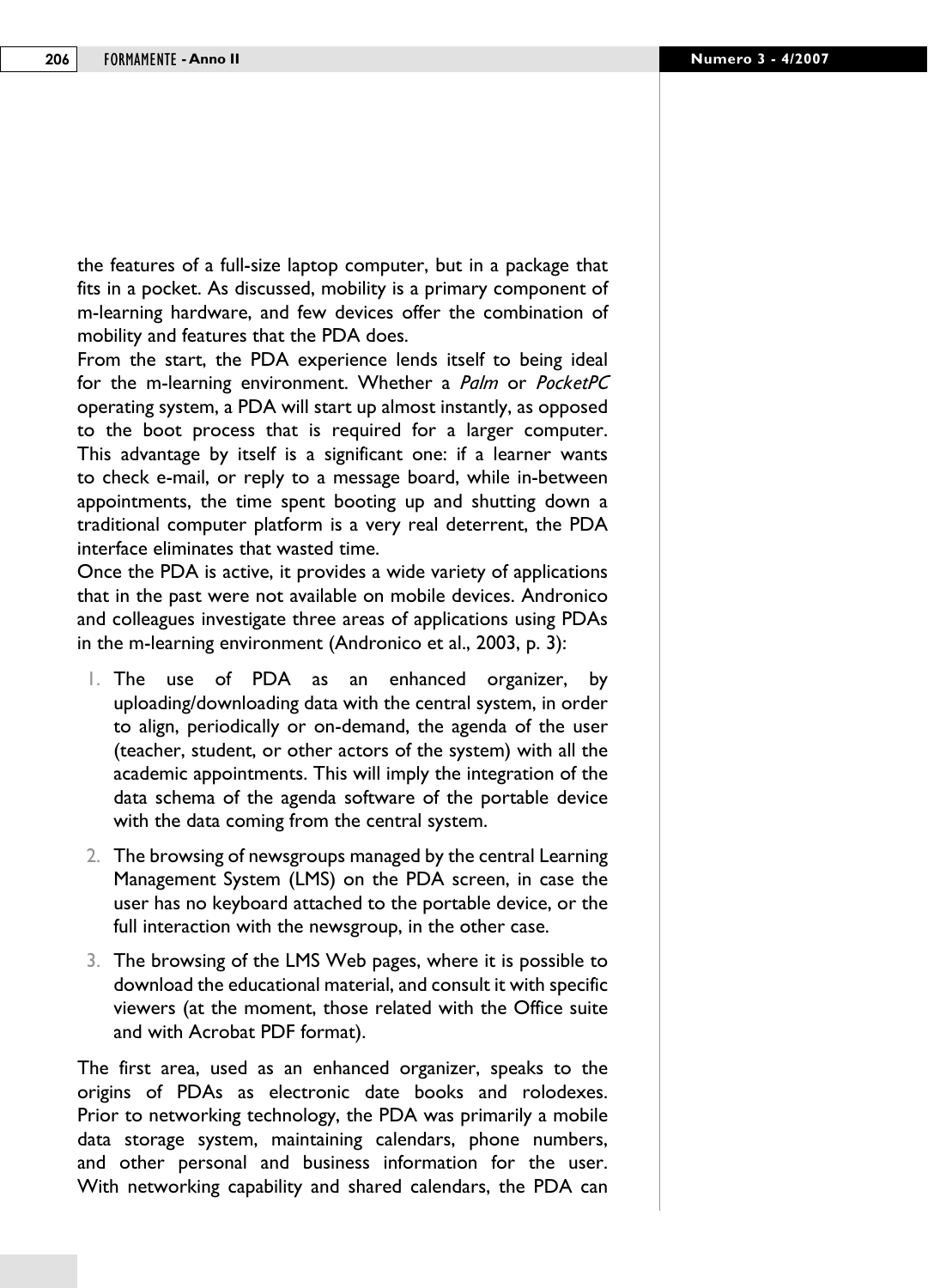the features of a full-size laptop computer, but in a package that fits in a pocket. As discussed, mobility is a primary component of m-learning hardware, and few devices offer the combination of mobility and features that the PDA does.

From the start, the PDA experience lends itself to being ideal for the m-learning environment. Whether a *Palm* or *PocketPC* operating system, a PDA will start up almost instantly, as opposed to the boot process that is required for a larger computer. This advantage by itself is a significant one: if a learner wants to check e-mail, or reply to a message board, while in-between appointments, the time spent booting up and shutting down a traditional computer platform is a very real deterrent, the PDA interface eliminates that wasted time.

Once the PDA is active, it provides a wide variety of applications that in the past were not available on mobile devices. Andronico and colleagues investigate three areas of applications using PDAs in the m-learning environment (Andronico et al., 2003, p. 3):

1. The use of PDA as an enhanced organizer, by uploading/downloading data with the central system, in order to align, periodically or on-demand, the agenda of the user (teacher, student, or other actors of the system) with all the academic appointments. This will imply the integration of the data schema of the agenda software of the portable device with the data coming from the central system.
2. The browsing of newsgroups managed by the central Learning Management System (LMS) on the PDA screen, in case the user has no keyboard attached to the portable device, or the full interaction with the newsgroup, in the other case.
3. The browsing of the LMS Web pages, where it is possible to download the educational material, and consult it with specific viewers (at the moment, those related with the Office suite and with Acrobat PDF format).

The first area, used as an enhanced organizer, speaks to the origins of PDAs as electronic date books and rolodexes. Prior to networking technology, the PDA was primarily a mobile data storage system, maintaining calendars, phone numbers, and other personal and business information for the user. With networking capability and shared calendars, the PDA can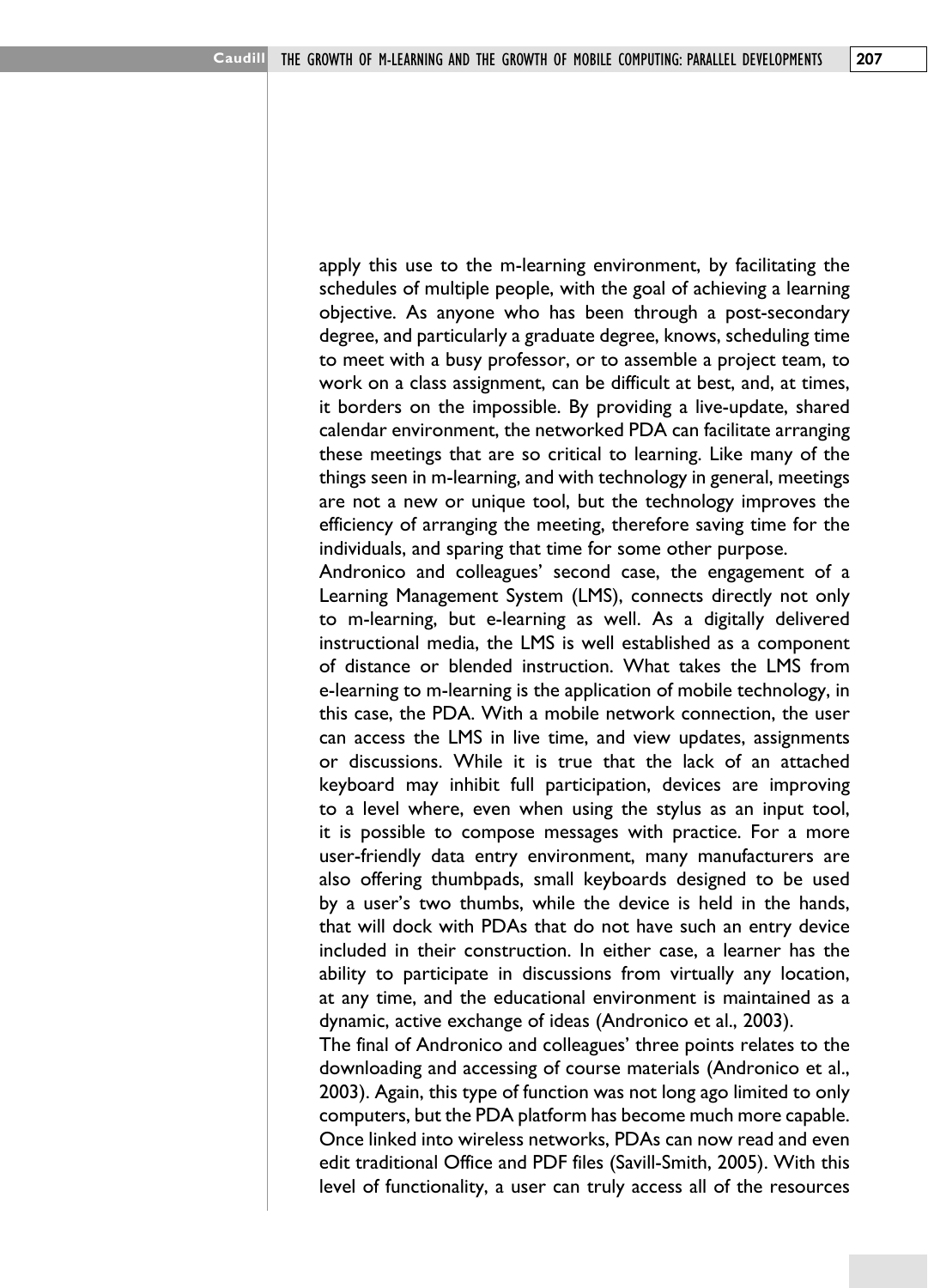apply this use to the m-learning environment, by facilitating the schedules of multiple people, with the goal of achieving a learning objective. As anyone who has been through a post-secondary degree, and particularly a graduate degree, knows, scheduling time to meet with a busy professor, or to assemble a project team, to work on a class assignment, can be difficult at best, and, at times, it borders on the impossible. By providing a live-update, shared calendar environment, the networked PDA can facilitate arranging these meetings that are so critical to learning. Like many of the things seen in m-learning, and with technology in general, meetings are not a new or unique tool, but the technology improves the efficiency of arranging the meeting, therefore saving time for the individuals, and sparing that time for some other purpose.

Andronico and colleagues' second case, the engagement of a Learning Management System (LMS), connects directly not only to m-learning, but e-learning as well. As a digitally delivered instructional media, the LMS is well established as a component of distance or blended instruction. What takes the LMS from e-learning to m-learning is the application of mobile technology, in this case, the PDA. With a mobile network connection, the user can access the LMS in live time, and view updates, assignments or discussions. While it is true that the lack of an attached keyboard may inhibit full participation, devices are improving to a level where, even when using the stylus as an input tool, it is possible to compose messages with practice. For a more user-friendly data entry environment, many manufacturers are also offering thumbpads, small keyboards designed to be used by a user's two thumbs, while the device is held in the hands, that will dock with PDAs that do not have such an entry device included in their construction. In either case, a learner has the ability to participate in discussions from virtually any location, at any time, and the educational environment is maintained as a dynamic, active exchange of ideas (Andronico et al., 2003).

The final of Andronico and colleagues' three points relates to the downloading and accessing of course materials (Andronico et al., 2003). Again, this type of function was not long ago limited to only computers, but the PDA platform has become much more capable. Once linked into wireless networks, PDAs can now read and even edit traditional Office and PDF files (Savill-Smith, 2005). With this level of functionality, a user can truly access all of the resources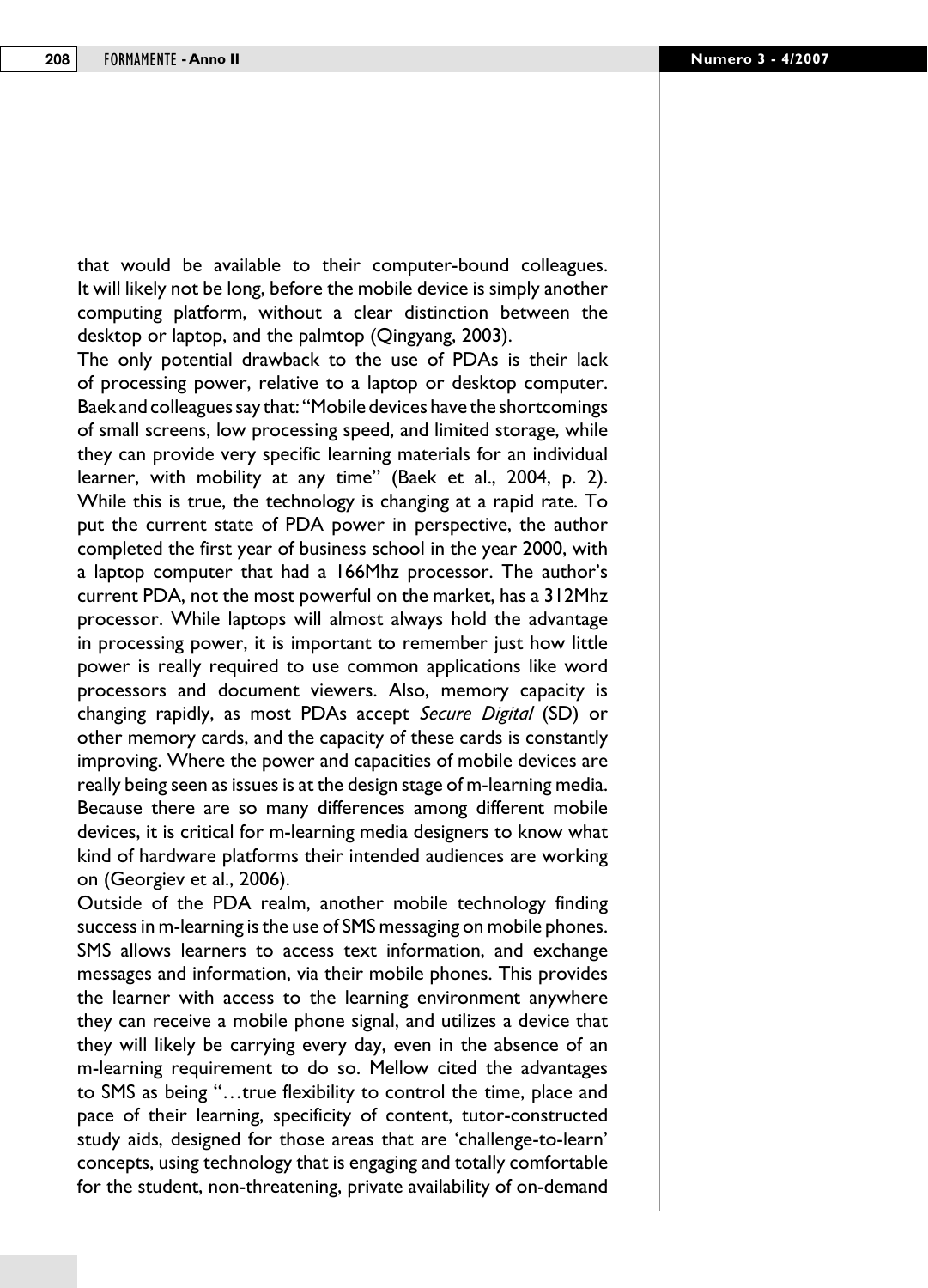that would be available to their computer-bound colleagues. It will likely not be long, before the mobile device is simply another computing platform, without a clear distinction between the desktop or laptop, and the palmtop (Qingyang, 2003).

The only potential drawback to the use of PDAs is their lack of processing power, relative to a laptop or desktop computer. Baek and colleagues say that: "Mobile devices have the shortcomings of small screens, low processing speed, and limited storage, while they can provide very specific learning materials for an individual learner, with mobility at any time" (Baek et al., 2004, p. 2). While this is true, the technology is changing at a rapid rate. To put the current state of PDA power in perspective, the author completed the first year of business school in the year 2000, with a laptop computer that had a 166Mhz processor. The author's current PDA, not the most powerful on the market, has a 312Mhz processor. While laptops will almost always hold the advantage in processing power, it is important to remember just how little power is really required to use common applications like word processors and document viewers. Also, memory capacity is changing rapidly, as most PDAs accept *Secure Digital* (SD) or other memory cards, and the capacity of these cards is constantly improving. Where the power and capacities of mobile devices are really being seen as issues is at the design stage of m-learning media. Because there are so many differences among different mobile devices, it is critical for m-learning media designers to know what kind of hardware platforms their intended audiences are working on (Georgiev et al., 2006).

Outside of the PDA realm, another mobile technology finding success in m-learning is the use of SMS messaging on mobile phones. SMS allows learners to access text information, and exchange messages and information, via their mobile phones. This provides the learner with access to the learning environment anywhere they can receive a mobile phone signal, and utilizes a device that they will likely be carrying every day, even in the absence of an m-learning requirement to do so. Mellow cited the advantages to SMS as being "…true flexibility to control the time, place and pace of their learning, specificity of content, tutor-constructed study aids, designed for those areas that are 'challenge-to-learn' concepts, using technology that is engaging and totally comfortable for the student, non-threatening, private availability of on-demand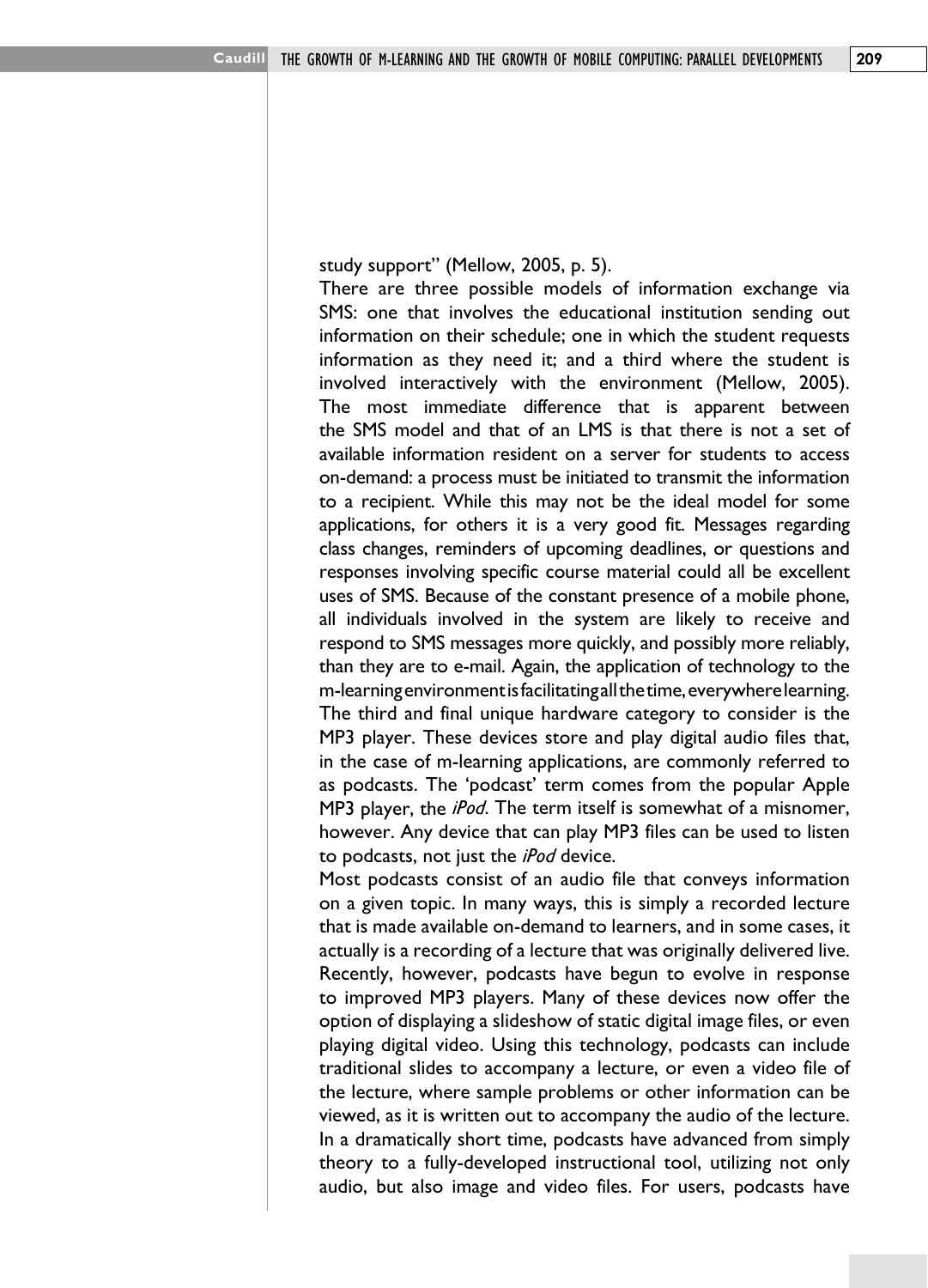study support" (Mellow, 2005, p. 5).

There are three possible models of information exchange via SMS: one that involves the educational institution sending out information on their schedule; one in which the student requests information as they need it; and a third where the student is involved interactively with the environment (Mellow, 2005). The most immediate difference that is apparent between the SMS model and that of an LMS is that there is not a set of available information resident on a server for students to access on-demand: a process must be initiated to transmit the information to a recipient. While this may not be the ideal model for some applications, for others it is a very good fit. Messages regarding class changes, reminders of upcoming deadlines, or questions and responses involving specific course material could all be excellent uses of SMS. Because of the constant presence of a mobile phone, all individuals involved in the system are likely to receive and respond to SMS messages more quickly, and possibly more reliably, than they are to e-mail. Again, the application of technology to the m-learning environment is facilitating all the time, everywhere learning.

The third and final unique hardware category to consider is the MP3 player. These devices store and play digital audio files that, in the case of m-learning applications, are commonly referred to as podcasts. The 'podcast' term comes from the popular Apple MP3 player, the *iPod*. The term itself is somewhat of a misnomer, however. Any device that can play MP3 files can be used to listen to podcasts, not just the *iPod* device.

Most podcasts consist of an audio file that conveys information on a given topic. In many ways, this is simply a recorded lecture that is made available on-demand to learners, and in some cases, it actually is a recording of a lecture that was originally delivered live. Recently, however, podcasts have begun to evolve in response to improved MP3 players. Many of these devices now offer the option of displaying a slideshow of static digital image files, or even playing digital video. Using this technology, podcasts can include traditional slides to accompany a lecture, or even a video file of the lecture, where sample problems or other information can be viewed, as it is written out to accompany the audio of the lecture. In a dramatically short time, podcasts have advanced from simply theory to a fully-developed instructional tool, utilizing not only audio, but also image and video files. For users, podcasts have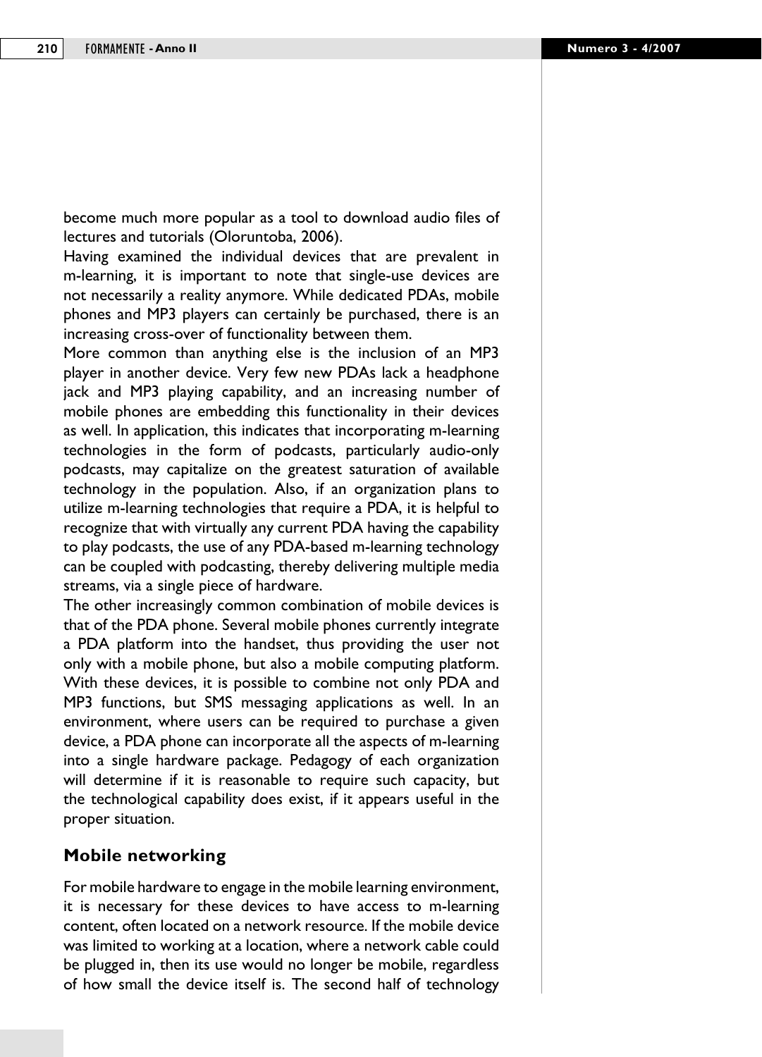become much more popular as a tool to download audio files of lectures and tutorials (Oloruntoba, 2006).

Having examined the individual devices that are prevalent in m-learning, it is important to note that single-use devices are not necessarily a reality anymore. While dedicated PDAs, mobile phones and MP3 players can certainly be purchased, there is an increasing cross-over of functionality between them.

More common than anything else is the inclusion of an MP3 player in another device. Very few new PDAs lack a headphone jack and MP3 playing capability, and an increasing number of mobile phones are embedding this functionality in their devices as well. In application, this indicates that incorporating m-learning technologies in the form of podcasts, particularly audio-only podcasts, may capitalize on the greatest saturation of available technology in the population. Also, if an organization plans to utilize m-learning technologies that require a PDA, it is helpful to recognize that with virtually any current PDA having the capability to play podcasts, the use of any PDA-based m-learning technology can be coupled with podcasting, thereby delivering multiple media streams, via a single piece of hardware.

The other increasingly common combination of mobile devices is that of the PDA phone. Several mobile phones currently integrate a PDA platform into the handset, thus providing the user not only with a mobile phone, but also a mobile computing platform. With these devices, it is possible to combine not only PDA and MP3 functions, but SMS messaging applications as well. In an environment, where users can be required to purchase a given device, a PDA phone can incorporate all the aspects of m-learning into a single hardware package. Pedagogy of each organization will determine if it is reasonable to require such capacity, but the technological capability does exist, if it appears useful in the proper situation.

## Mobile networking

For mobile hardware to engage in the mobile learning environment, it is necessary for these devices to have access to m-learning content, often located on a network resource. If the mobile device was limited to working at a location, where a network cable could be plugged in, then its use would no longer be mobile, regardless of how small the device itself is. The second half of technology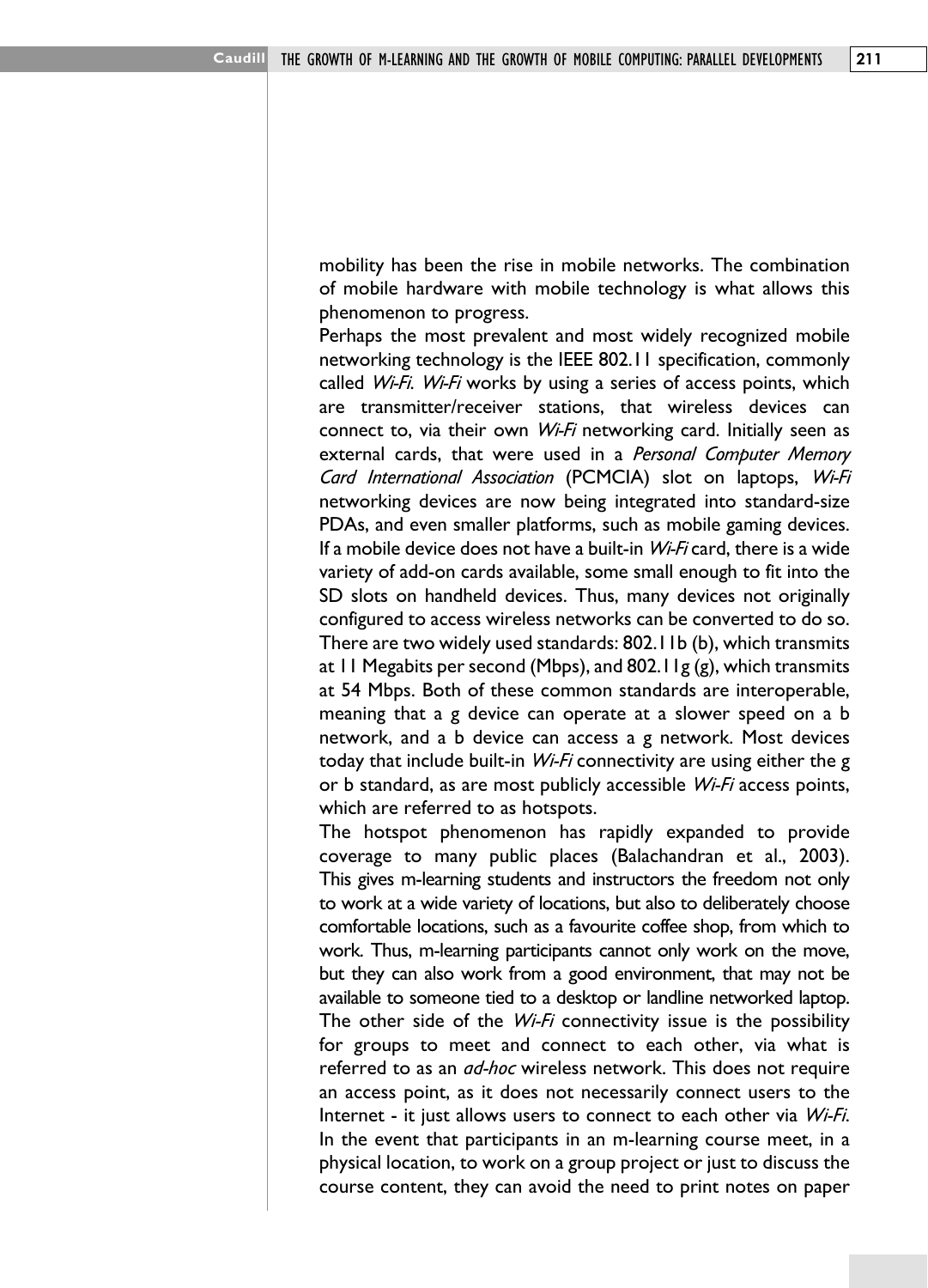mobility has been the rise in mobile networks. The combination of mobile hardware with mobile technology is what allows this phenomenon to progress.

Perhaps the most prevalent and most widely recognized mobile networking technology is the IEEE 802.11 specification, commonly called *Wi-Fi*. *Wi-Fi* works by using a series of access points, which are transmitter/receiver stations, that wireless devices can connect to, via their own *Wi-Fi* networking card. Initially seen as external cards, that were used in a *Personal Computer Memory Card International Association* (PCMCIA) slot on laptops, *Wi-Fi* networking devices are now being integrated into standard-size PDAs, and even smaller platforms, such as mobile gaming devices. If a mobile device does not have a built-in *Wi-Fi* card, there is a wide variety of add-on cards available, some small enough to fit into the SD slots on handheld devices. Thus, many devices not originally configured to access wireless networks can be converted to do so. There are two widely used standards: 802.11b (b), which transmits at 11 Megabits per second (Mbps), and 802.11g (g), which transmits at 54 Mbps. Both of these common standards are interoperable, meaning that a g device can operate at a slower speed on a b network, and a b device can access a g network. Most devices today that include built-in *Wi-Fi* connectivity are using either the g or b standard, as are most publicly accessible *Wi-Fi* access points, which are referred to as hotspots.

The hotspot phenomenon has rapidly expanded to provide coverage to many public places (Balachandran et al., 2003). This gives m-learning students and instructors the freedom not only to work at a wide variety of locations, but also to deliberately choose comfortable locations, such as a favourite coffee shop, from which to work. Thus, m-learning participants cannot only work on the move, but they can also work from a good environment, that may not be available to someone tied to a desktop or landline networked laptop.

The other side of the *Wi-Fi* connectivity issue is the possibility for groups to meet and connect to each other, via what is referred to as an *ad-hoc* wireless network. This does not require an access point, as it does not necessarily connect users to the Internet - it just allows users to connect to each other via *Wi-Fi*. In the event that participants in an m-learning course meet, in a physical location, to work on a group project or just to discuss the course content, they can avoid the need to print notes on paper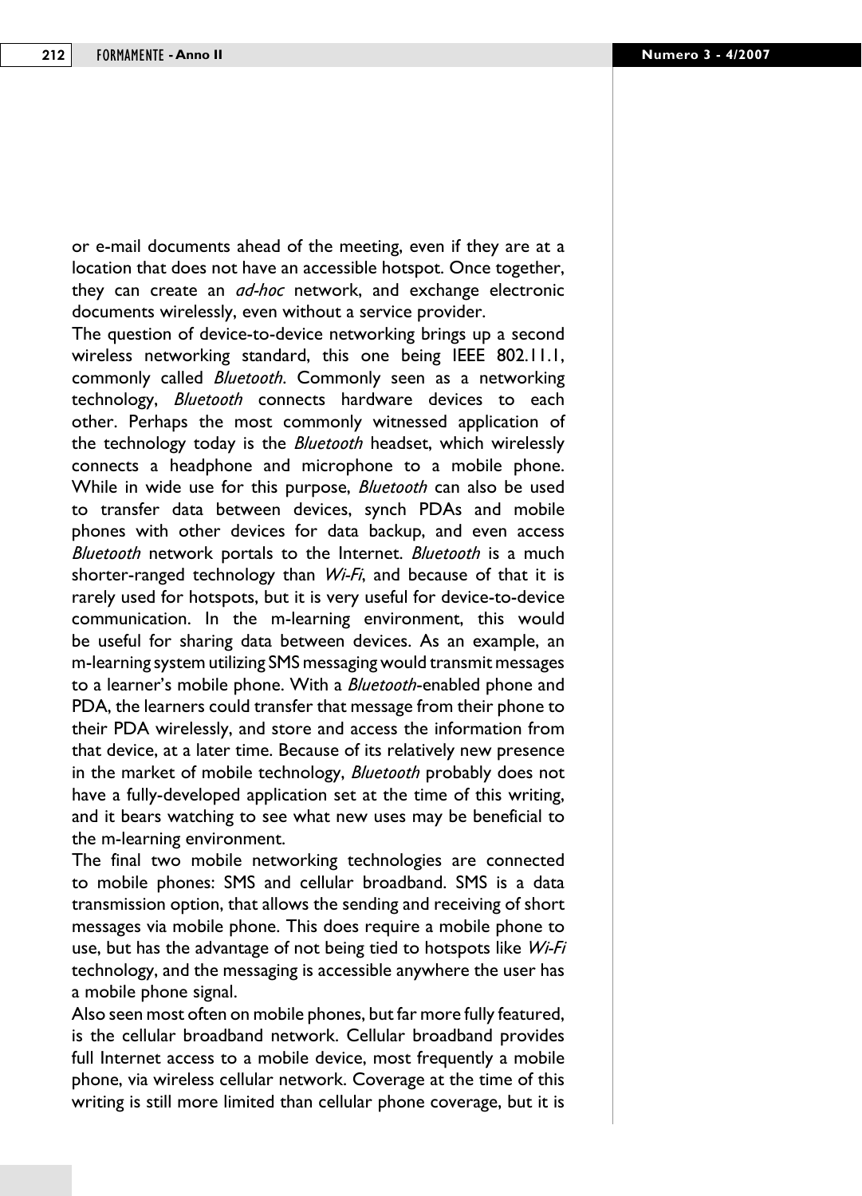or e-mail documents ahead of the meeting, even if they are at a location that does not have an accessible hotspot. Once together, they can create an *ad-hoc* network, and exchange electronic documents wirelessly, even without a service provider.

The question of device-to-device networking brings up a second wireless networking standard, this one being IEEE 802.11.1, commonly called *Bluetooth*. Commonly seen as a networking technology, *Bluetooth* connects hardware devices to each other. Perhaps the most commonly witnessed application of the technology today is the *Bluetooth* headset, which wirelessly connects a headphone and microphone to a mobile phone. While in wide use for this purpose, *Bluetooth* can also be used to transfer data between devices, synch PDAs and mobile phones with other devices for data backup, and even access *Bluetooth* network portals to the Internet. *Bluetooth* is a much shorter-ranged technology than *Wi-Fi*, and because of that it is rarely used for hotspots, but it is very useful for device-to-device communication. In the m-learning environment, this would be useful for sharing data between devices. As an example, an m-learning system utilizing SMS messaging would transmit messages to a learner's mobile phone. With a *Bluetooth*-enabled phone and PDA, the learners could transfer that message from their phone to their PDA wirelessly, and store and access the information from that device, at a later time. Because of its relatively new presence in the market of mobile technology, *Bluetooth* probably does not have a fully-developed application set at the time of this writing, and it bears watching to see what new uses may be beneficial to the m-learning environment.

The final two mobile networking technologies are connected to mobile phones: SMS and cellular broadband. SMS is a data transmission option, that allows the sending and receiving of short messages via mobile phone. This does require a mobile phone to use, but has the advantage of not being tied to hotspots like *Wi-Fi* technology, and the messaging is accessible anywhere the user has a mobile phone signal.

Also seen most often on mobile phones, but far more fully featured, is the cellular broadband network. Cellular broadband provides full Internet access to a mobile device, most frequently a mobile phone, via wireless cellular network. Coverage at the time of this writing is still more limited than cellular phone coverage, but it is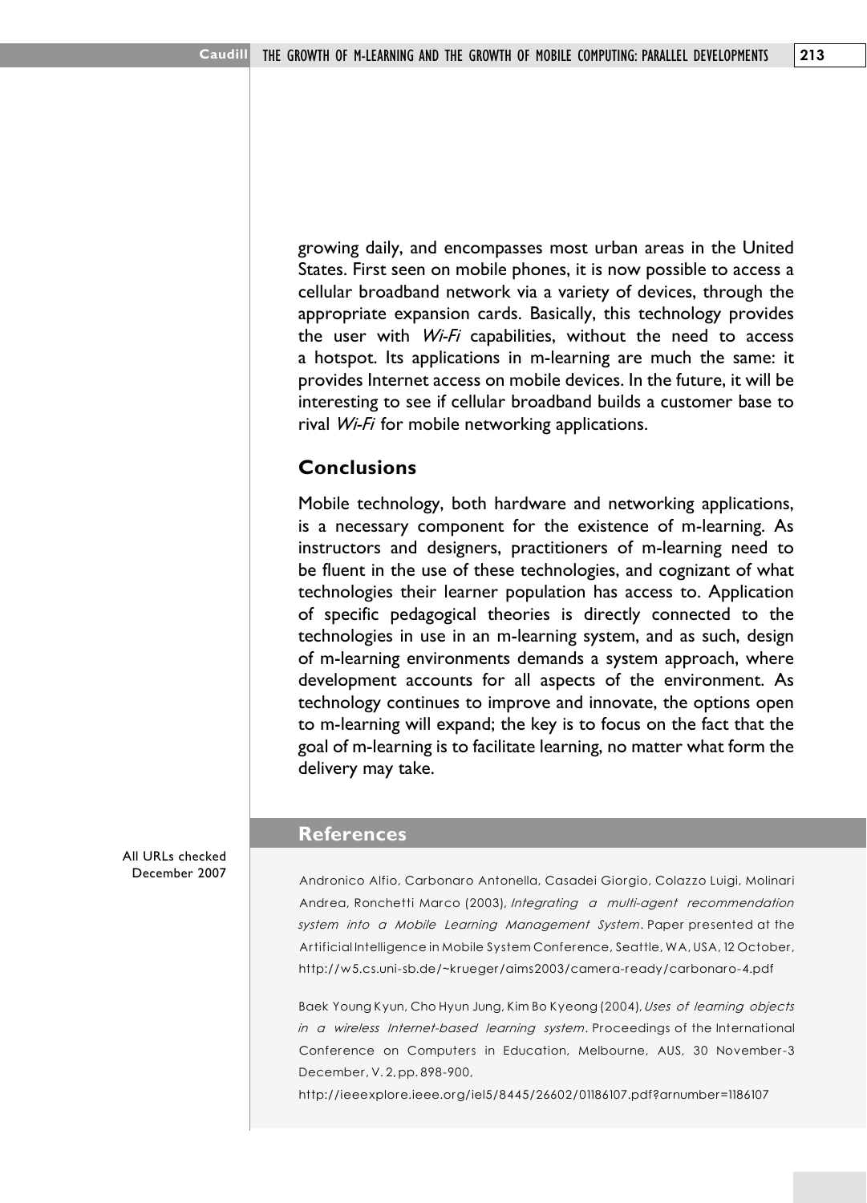growing daily, and encompasses most urban areas in the United States. First seen on mobile phones, it is now possible to access a cellular broadband network via a variety of devices, through the appropriate expansion cards. Basically, this technology provides the user with *Wi-Fi* capabilities, without the need to access a hotspot. Its applications in m-learning are much the same: it provides Internet access on mobile devices. In the future, it will be interesting to see if cellular broadband builds a customer base to rival *Wi-Fi* for mobile networking applications.

## Conclusions

Mobile technology, both hardware and networking applications, is a necessary component for the existence of m-learning. As instructors and designers, practitioners of m-learning need to be fluent in the use of these technologies, and cognizant of what technologies their learner population has access to. Application of specific pedagogical theories is directly connected to the technologies in use in an m-learning system, and as such, design of m-learning environments demands a system approach, where development accounts for all aspects of the environment. As technology continues to improve and innovate, the options open to m-learning will expand; the key is to focus on the fact that the goal of m-learning is to facilitate learning, no matter what form the delivery may take.

## References

All URLs checked December 2007

Andronico Alfio, Carbonaro Antonella, Casadei Giorgio, Colazzo Luigi, Molinari Andrea, Ronchetti Marco (2003), *Integrating a multi-agent recommendation system into a Mobile Learning Management System*. Paper presented at the Artificial Intelligence in Mobile System Conference, Seattle, WA, USA, 12 October, http://w5.cs.uni-sb.de/~krueger/aims2003/camera-ready/carbonaro-4.pdf

Baek Young Kyun, Cho Hyun Jung, Kim Bo Kyeong (2004), *Uses of learning objects in a wireless Internet-based learning system*. Proceedings of the International Conference on Computers in Education, Melbourne, AUS, 30 November-3 December, V. 2, pp. 898-900, http://ieeexplore.ieee.org/iel5/8445/26602/01186107.pdf?arnumber=1186107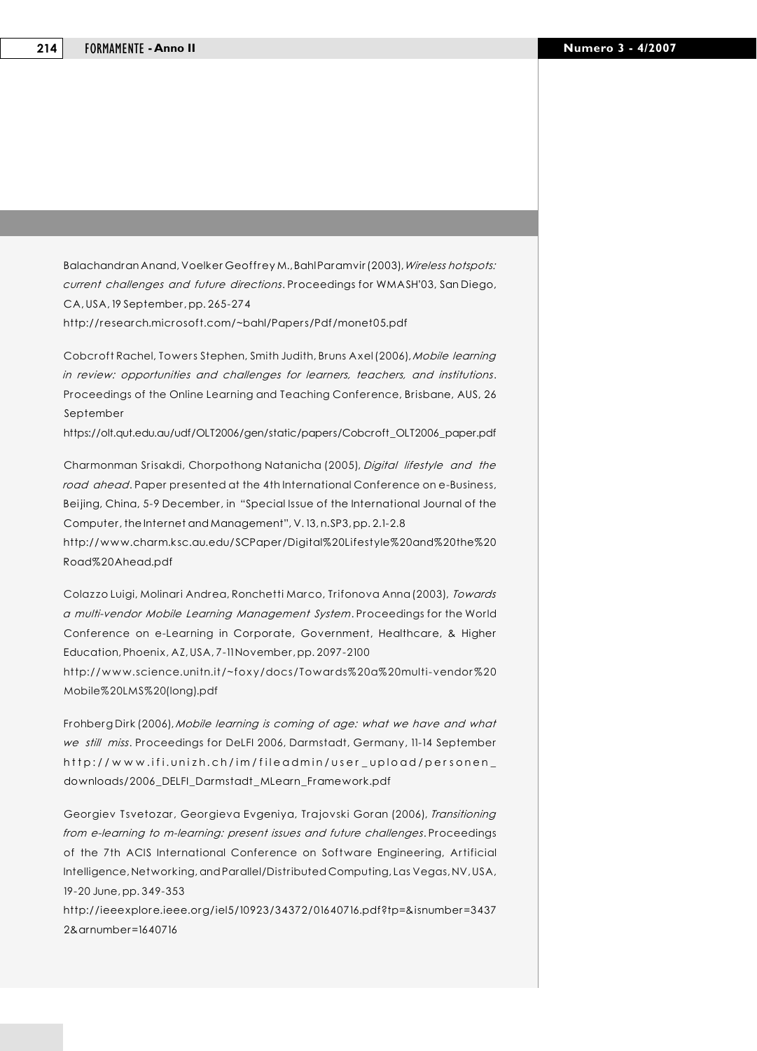Balachandran Anand, Voelker Geoffrey M., Bahl Paramvir (2003), *Wireless hotspots: current challenges and future directions*. Proceedings for WMASH'03, San Diego, CA, USA, 19 September, pp. 265-274
http://research.microsoft.com/~bahl/Papers/Pdf/monet05.pdf

Cobcroft Rachel, Towers Stephen, Smith Judith, Bruns Axel (2006), *Mobile learning in review: opportunities and challenges for learners, teachers, and institutions*. Proceedings of the Online Learning and Teaching Conference, Brisbane, AUS, 26 September
https://olt.qut.edu.au/udf/OLT2006/gen/static/papers/Cobcroft_OLT2006_paper.pdf

Charmonman Srisakdi, Chorpothong Natanicha (2005), *Digital lifestyle and the road ahead*. Paper presented at the 4th International Conference on e-Business, Beijing, China, 5-9 December, in "Special Issue of the International Journal of the Computer, the Internet and Management", V. 13, n.SP3, pp. 2.1-2.8
http://www.charm.ksc.au.edu/SCPaper/Digital%20Lifestyle%20and%20the%20Road%20Ahead.pdf

Colazzo Luigi, Molinari Andrea, Ronchetti Marco, Trifonova Anna (2003), *Towards a multi-vendor Mobile Learning Management System*. Proceedings for the World Conference on e-Learning in Corporate, Government, Healthcare, & Higher Education, Phoenix, AZ, USA, 7-11 November, pp. 2097-2100
http://www.science.unitn.it/~foxy/docs/Towards%20a%20multi-vendor%20Mobile%20LMS%20(long).pdf

Frohberg Dirk (2006), *Mobile learning is coming of age: what we have and what we still miss*. Proceedings for DeLFI 2006, Darmstadt, Germany, 11-14 September
http://www.ifi.unizh.ch/im/fileadmin/user_upload/personen_downloads/2006_DELFI_Darmstadt_MLearn_Framework.pdf

Georgiev Tsvetozar, Georgieva Evgeniya, Trajovski Goran (2006), *Transitioning from e-learning to m-learning: present issues and future challenges*. Proceedings of the 7th ACIS International Conference on Software Engineering, Artificial Intelligence, Networking, and Parallel/Distributed Computing, Las Vegas, NV, USA, 19-20 June, pp. 349-353
http://ieeexplore.ieee.org/iel5/10923/34372/01640716.pdf?tp=&isnumber=34372&arnumber=1640716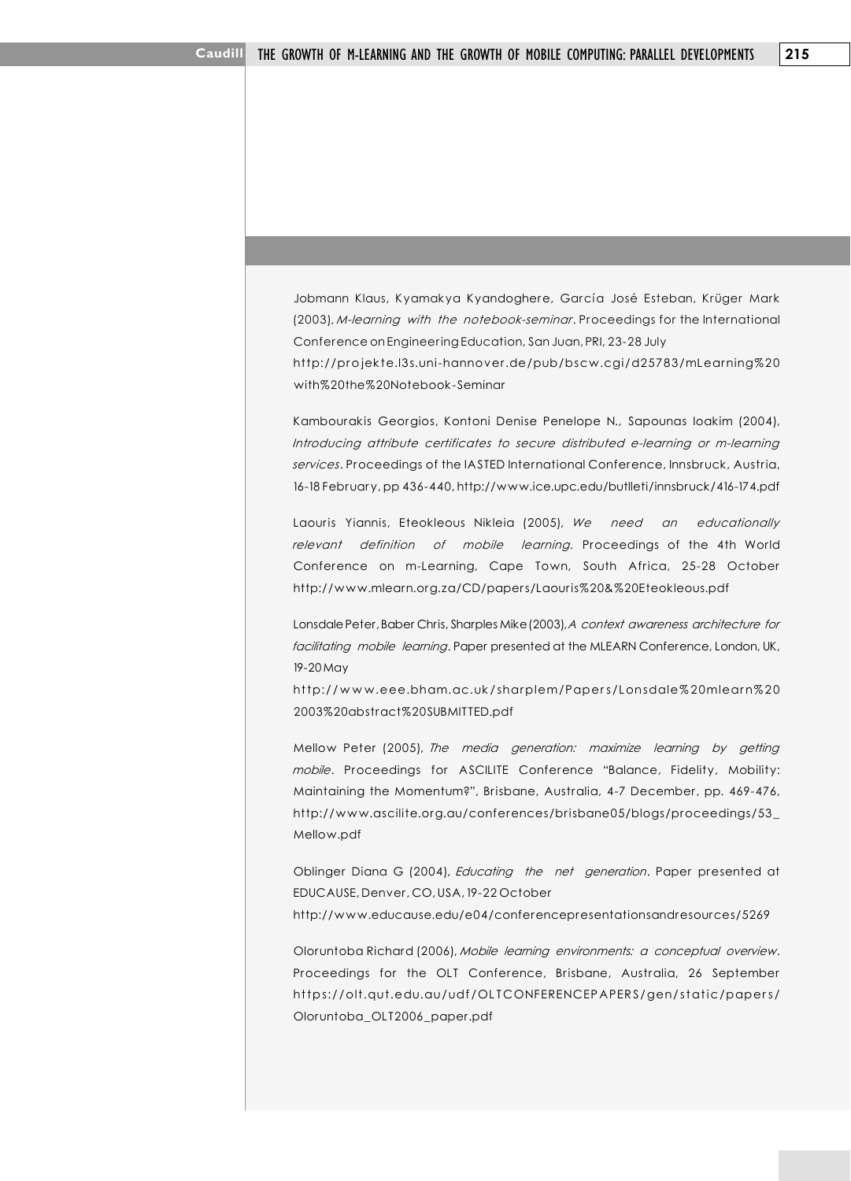Jobmann Klaus, Kyamakya Kyandoghere, García José Esteban, Krüger Mark (2003), *M-learning with the notebook-seminar*. Proceedings for the International Conference on Engineering Education, San Juan, PRI, 23-28 July http://projekte.l3s.uni-hannover.de/pub/bscw.cgi/d25783/mLearning%20with%20the%20Notebook-Seminar

Kambourakis Georgios, Kontoni Denise Penelope N., Sapounas Ioakim (2004), *Introducing attribute certificates to secure distributed e-learning or m-learning services*. Proceedings of the IASTED International Conference, Innsbruck, Austria, 16-18 February, pp 436-440, http://www.ice.upc.edu/butlleti/innsbruck/416-174.pdf

Laouris Yiannis, Eteokleous Nikleia (2005), *We need an educationally relevant definition of mobile learning*. Proceedings of the 4th World Conference on m-Learning, Cape Town, South Africa, 25-28 October http://www.mlearn.org.za/CD/papers/Laouris%20&%20Eteokleous.pdf

Lonsdale Peter, Baber Chris, Sharples Mike (2003), *A context awareness architecture for facilitating mobile learning*. Paper presented at the MLEARN Conference, London, UK, 19-20 May http://www.eee.bham.ac.uk/sharplem/Papers/Lonsdale%20mlearn%202003%20abstract%20SUBMITTED.pdf

Mellow Peter (2005), *The media generation: maximize learning by getting mobile*. Proceedings for ASCILITE Conference "Balance, Fidelity, Mobility: Maintaining the Momentum?", Brisbane, Australia, 4-7 December, pp. 469-476, http://www.ascilite.org.au/conferences/brisbane05/blogs/proceedings/53_Mellow.pdf

Oblinger Diana G (2004), *Educating the net generation*. Paper presented at EDUCAUSE, Denver, CO, USA, 19-22 October http://www.educause.edu/e04/conferencepresentationsandresources/5269

Oloruntoba Richard (2006), *Mobile learning environments: a conceptual overview*. Proceedings for the OLT Conference, Brisbane, Australia, 26 September https://olt.qut.edu.au/udf/OLTCONFERENCEPAPERS/gen/static/papers/Oloruntoba_OLT2006_paper.pdf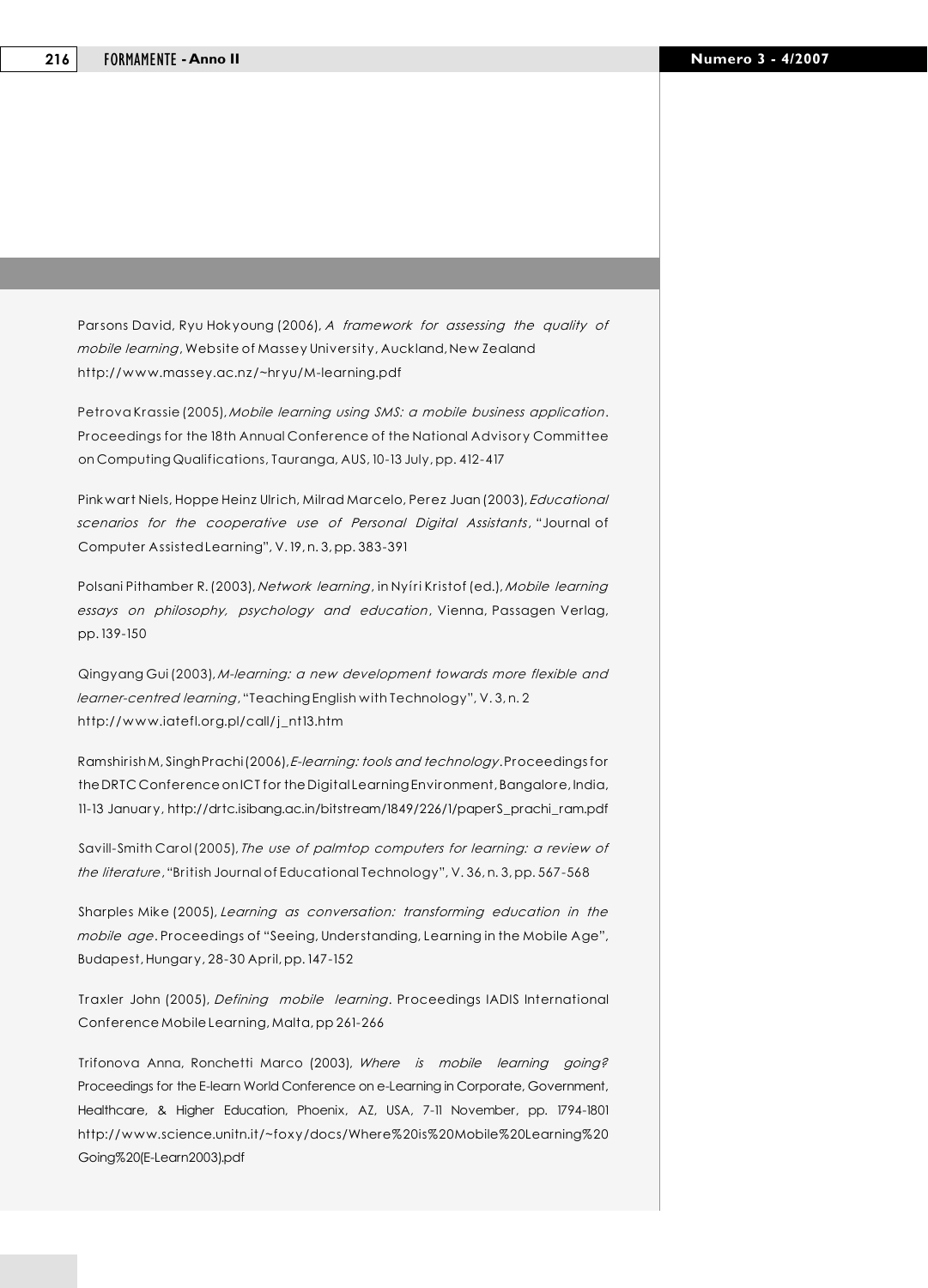Parsons David, Ryu Hokyoung (2006), *A framework for assessing the quality of mobile learning*, Website of Massey University, Auckland, New Zealand http://www.massey.ac.nz/~hryu/M-learning.pdf

Petrova Krassie (2005), *Mobile learning using SMS: a mobile business application*. Proceedings for the 18th Annual Conference of the National Advisory Committee on Computing Qualifications, Tauranga, AUS, 10-13 July, pp. 412-417

Pinkwart Niels, Hoppe Heinz Ulrich, Milrad Marcelo, Perez Juan (2003), *Educational scenarios for the cooperative use of Personal Digital Assistants*, "Journal of Computer Assisted Learning", V. 19, n. 3, pp. 383-391

Polsani Pithamber R. (2003), *Network learning*, in Nyíri Kristof (ed.), *Mobile learning essays on philosophy, psychology and education*, Vienna, Passagen Verlag, pp. 139-150

Qingyang Gui (2003), *M-learning: a new development towards more flexible and learner-centred learning*, "Teaching English with Technology", V. 3, n. 2 http://www.iatefl.org.pl/call/j_nt13.htm

Ramshirish M, Singh Prachi (2006), *E-learning: tools and technology*. Proceedings for the DRTC Conference on ICT for the Digital Learning Environment, Bangalore, India, 11-13 January, http://drtc.isibang.ac.in/bitstream/1849/226/1/paperS_prachi_ram.pdf

Savill-Smith Carol (2005), *The use of palmtop computers for learning: a review of the literature*, "British Journal of Educational Technology", V. 36, n. 3, pp. 567-568

Sharples Mike (2005), *Learning as conversation: transforming education in the mobile age*. Proceedings of "Seeing, Understanding, Learning in the Mobile Age", Budapest, Hungary, 28-30 April, pp. 147-152

Traxler John (2005), *Defining mobile learning*. Proceedings IADIS International Conference Mobile Learning, Malta, pp 261-266

Trifonova Anna, Ronchetti Marco (2003), *Where is mobile learning going?* Proceedings for the E-learn World Conference on e-Learning in Corporate, Government, Healthcare, & Higher Education, Phoenix, AZ, USA, 7-11 November, pp. 1794-1801 http://www.science.unitn.it/~foxy/docs/Where%20is%20Mobile%20Learning%20Going%20(E-Learn2003).pdf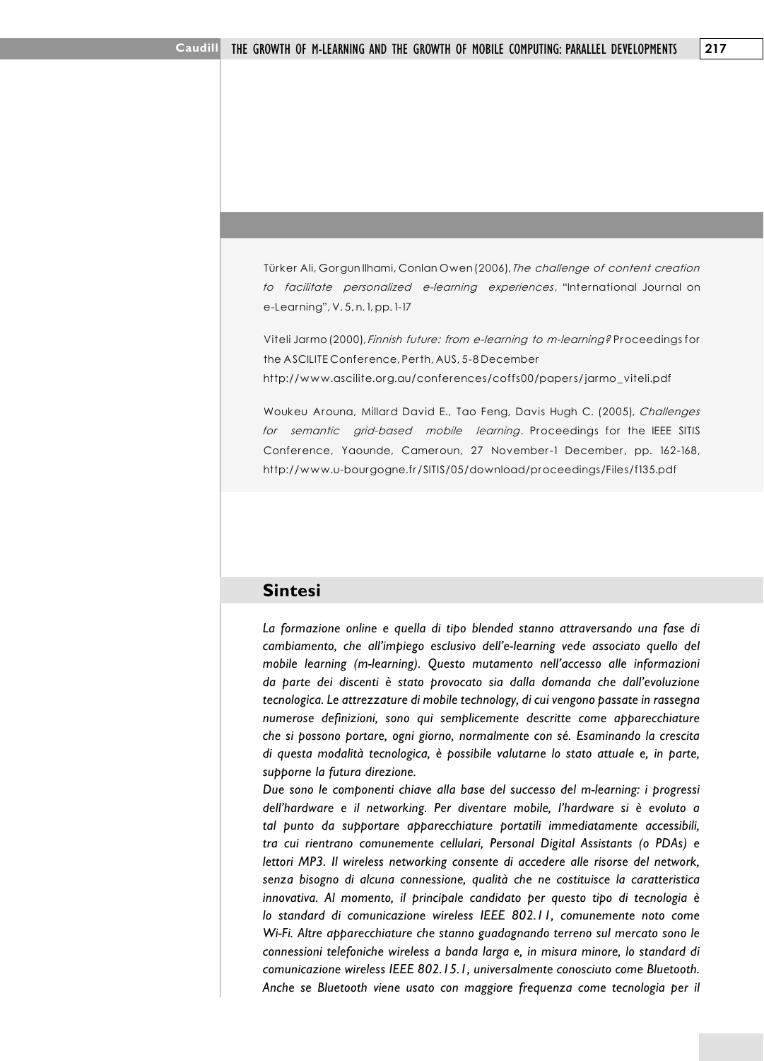Türker Ali, Gorgun Ilhami, Conlan Owen (2006), *The challenge of content creation to facilitate personalized e-learning experiences*, "International Journal on e-Learning", V. 5, n. 1, pp. 1-17

Viteli Jarmo (2000), *Finnish future: from e-learning to m-learning?* Proceedings for the ASCILITE Conference, Perth, AUS, 5-8 December http://www.ascilite.org.au/conferences/coffs00/papers/jarmo_viteli.pdf

Woukeu Arouna, Millard David E., Tao Feng, Davis Hugh C. (2005), *Challenges for semantic grid-based mobile learning*. Proceedings for the IEEE SITIS Conference, Yaounde, Cameroun, 27 November-1 December, pp. 162-168, http://www.u-bourgogne.fr/SITIS/05/download/proceedings/Files/f135.pdf

## Sintesi

*La formazione online e quella di tipo blended stanno attraversando una fase di cambiamento, che all'impiego esclusivo dell'e-learning vede associato quello del mobile learning (m-learning). Questo mutamento nell'accesso alle informazioni da parte dei discenti è stato provocato sia dalla domanda che dall'evoluzione tecnologica. Le attrezzature di mobile technology, di cui vengono passate in rassegna numerose definizioni, sono qui semplicemente descritte come apparecchiature che si possono portare, ogni giorno, normalmente con sé. Esaminando la crescita di questa modalità tecnologica, è possibile valutarne lo stato attuale e, in parte, supporne la futura direzione.*

*Due sono le componenti chiave alla base del successo del m-learning: i progressi dell'hardware e il networking. Per diventare mobile, l'hardware si è evoluto a tal punto da supportare apparecchiature portatili immediatamente accessibili, tra cui rientrano comunemente cellulari, Personal Digital Assistants (o PDAs) e lettori MP3. Il wireless networking consente di accedere alle risorse del network, senza bisogno di alcuna connessione, qualità che ne costituisce la caratteristica innovativa. Al momento, il principale candidato per questo tipo di tecnologia è lo standard di comunicazione wireless IEEE 802.11, comunemente noto come Wi-Fi. Altre apparecchiature che stanno guadagnando terreno sul mercato sono le connessioni telefoniche wireless a banda larga e, in misura minore, lo standard di comunicazione wireless IEEE 802.15.1, universalmente conosciuto come Bluetooth. Anche se Bluetooth viene usato con maggiore frequenza come tecnologia per il*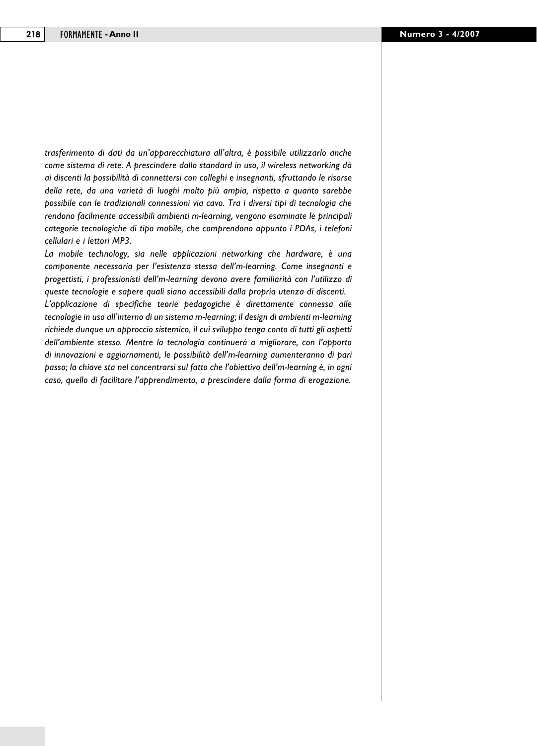*trasferimento di dati da un'apparecchiatura all'altra, è possibile utilizzarlo anche come sistema di rete. A prescindere dallo standard in uso, il wireless networking dà ai discenti la possibilità di connettersi con colleghi e insegnanti, sfruttando le risorse della rete, da una varietà di luoghi molto più ampia, rispetto a quanto sarebbe possibile con le tradizionali connessioni via cavo. Tra i diversi tipi di tecnologia che rendono facilmente accessibili ambienti m-learning, vengono esaminate le principali categorie tecnologiche di tipo mobile, che comprendono appunto i PDAs, i telefoni cellulari e i lettori MP3.*

*La mobile technology, sia nelle applicazioni networking che hardware, è una componente necessaria per l'esistenza stessa dell'm-learning. Come insegnanti e progettisti, i professionisti dell'm-learning devono avere familiarità con l'utilizzo di queste tecnologie e sapere quali siano accessibili dalla propria utenza di discenti.*

*L'applicazione di specifiche teorie pedagogiche è direttamente connessa alle tecnologie in uso all'interno di un sistema m-learning; il design di ambienti m-learning richiede dunque un approccio sistemico, il cui sviluppo tenga conto di tutti gli aspetti dell'ambiente stesso. Mentre la tecnologia continuerà a migliorare, con l'apporto di innovazioni e aggiornamenti, le possibilità dell'm-learning aumenteranno di pari passo; la chiave sta nel concentrarsi sul fatto che l'obiettivo dell'm-learning è, in ogni caso, quello di facilitare l'apprendimento, a prescindere dalla forma di erogazione.*